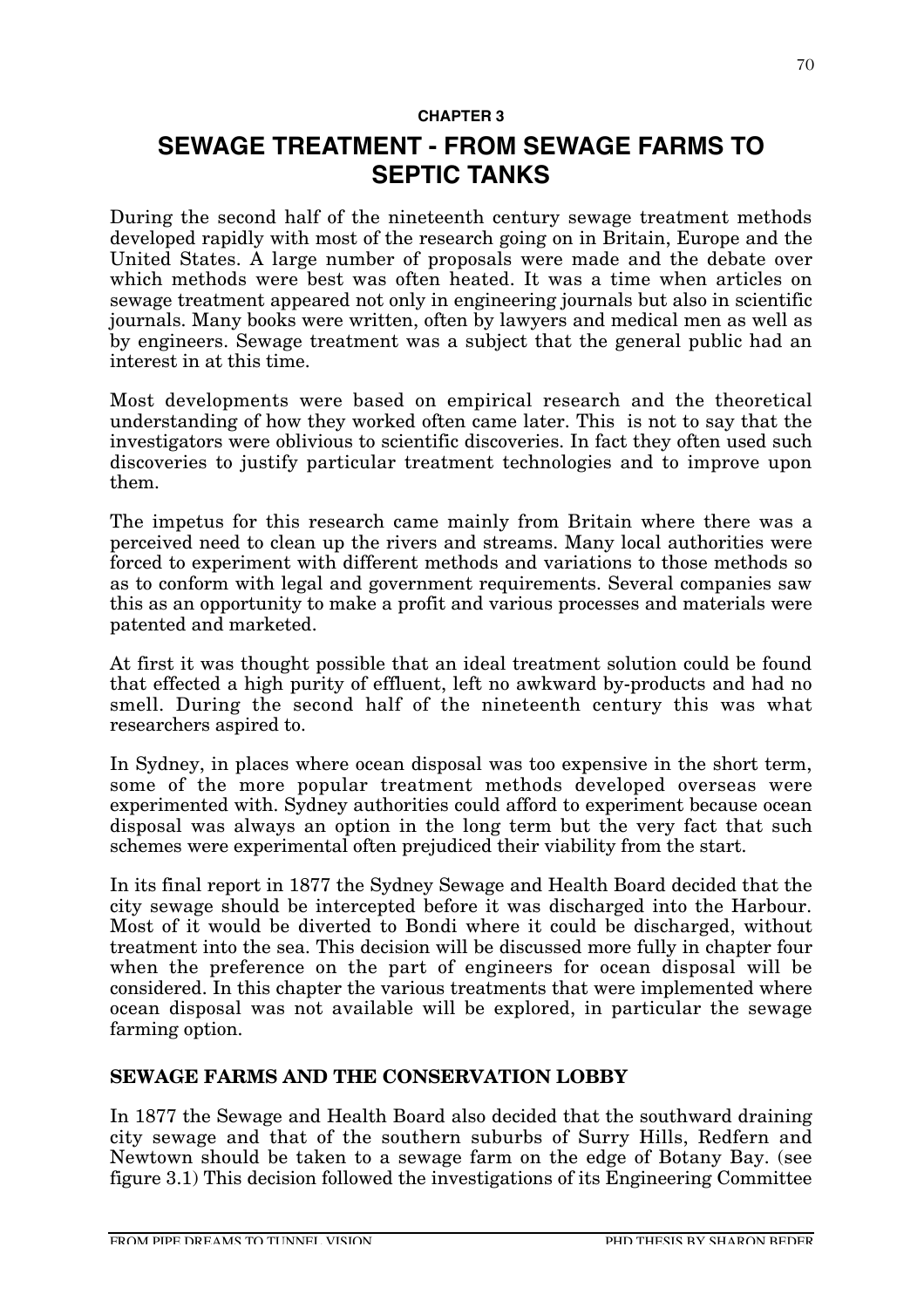**CHAPTER 3**

# SEWAGE TREATMENT - FROM SEWAGE FARMS TO SEPTIC TANKS

During the second half of the nineteenth century sewage treatment methods developed rapidly with most of the research going on in Britain, Europe and the United States. A large number of proposals were made and the debate over which methods were best was often heated. It was a time when articles on sewage treatment appeared not only in engineering journals but also in scientific journals. Many books were written, often by lawyers and medical men as well as by engineers. Sewage treatment was a subject that the general public had an interest in at this time.

Most developments were based on empirical research and the theoretical understanding of how they worked often came later. This is not to say that the investigators were oblivious to scientific discoveries. In fact they often used such discoveries to justify particular treatment technologies and to improve upon them.

The impetus for this research came mainly from Britain where there was a perceived need to clean up the rivers and streams. Many local authorities were forced to experiment with different methods and variations to those methods so as to conform with legal and government requirements. Several companies saw this as an opportunity to make a profit and various processes and materials were patented and marketed.

At first it was thought possible that an ideal treatment solution could be found that effected a high purity of effluent, left no awkward by-products and had no smell. During the second half of the nineteenth century this was what researchers aspired to.

In Sydney, in places where ocean disposal was too expensive in the short term, some of the more popular treatment methods developed overseas were experimented with. Sydney authorities could afford to experiment because ocean disposal was always an option in the long term but the very fact that such schemes were experimental often prejudiced their viability from the start.

In its final report in 1877 the Sydney Sewage and Health Board decided that the city sewage should be intercepted before it was discharged into the Harbour. Most of it would be diverted to Bondi where it could be discharged, without treatment into the sea. This decision will be discussed more fully in chapter four when the preference on the part of engineers for ocean disposal will be considered. In this chapter the various treatments that were implemented where ocean disposal was not available will be explored, in particular the sewage farming option.

## SEWAGE FARMS AND THE CONSERVATION LOBBY

In 1877 the Sewage and Health Board also decided that the southward draining city sewage and that of the southern suburbs of Surry Hills, Redfern and Newtown should be taken to a sewage farm on the edge of Botany Bay. (see figure 3.1) This decision followed the investigations of its Engineering Committee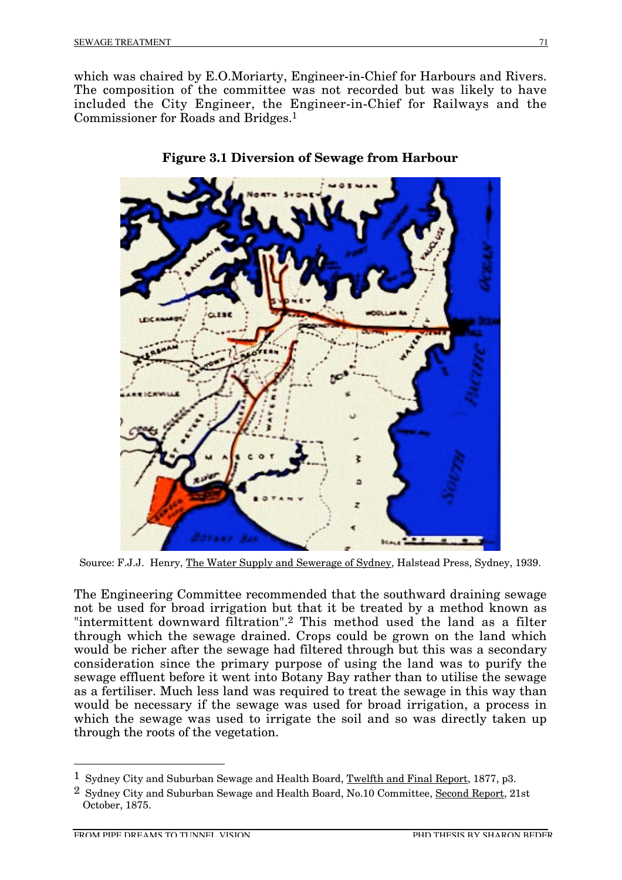which was chaired by E.O.Moriarty, Engineer-in-Chief for Harbours and Rivers. The composition of the committee was not recorded but was likely to have included the City Engineer, the Engineer-in-Chief for Railways and the Commissioner for Roads and Bridges.[1]

**Figure 3.1 Diversion of Sewage from Harbour**

Source: F.J.J. Henry, The Water Supply and Sewerage of Sydney, Halstead Press, Sydney, 1939.

The Engineering Committee recommended that the southward draining sewage not be used for broad irrigation but that it be treated by a method known as "intermittent downward filtration".[2] This method used the land as a filter through which the sewage drained. Crops could be grown on the land which would be richer after the sewage had filtered through but this was a secondary consideration since the primary purpose of using the land was to purify the sewage effluent before it went into Botany Bay rather than to utilise the sewage as a fertiliser. Much less land was required to treat the sewage in this way than would be necessary if the sewage was used for broad irrigation, a process in which the sewage was used to irrigate the soil and so was directly taken up through the roots of the vegetation.

---

[1] Sydney City and Suburban Sewage and Health Board, Twelfth and Final Report, 1877, p3.

[2] Sydney City and Suburban Sewage and Health Board, No.10 Committee, Second Report, 21st October, 1875.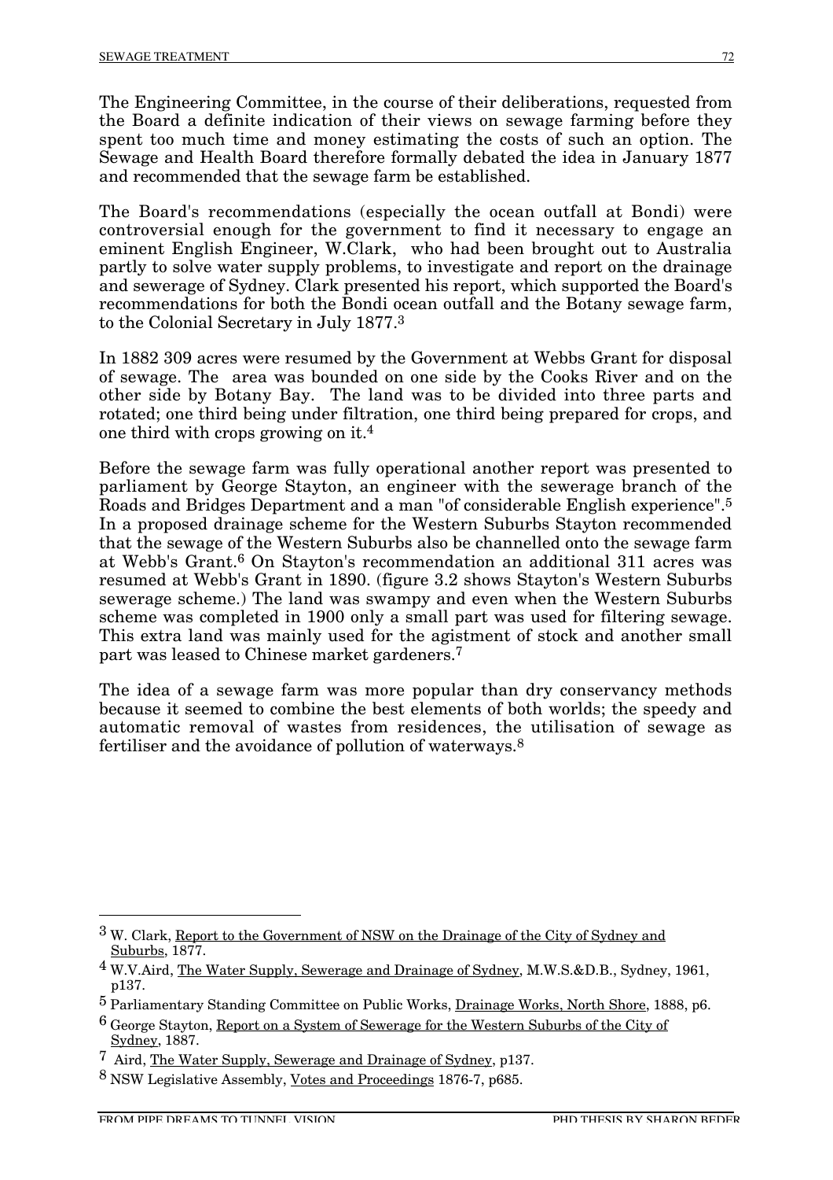The Engineering Committee, in the course of their deliberations, requested from the Board a definite indication of their views on sewage farming before they spent too much time and money estimating the costs of such an option. The Sewage and Health Board therefore formally debated the idea in January 1877 and recommended that the sewage farm be established.

The Board's recommendations (especially the ocean outfall at Bondi) were controversial enough for the government to find it necessary to engage an eminent English Engineer, W.Clark, who had been brought out to Australia partly to solve water supply problems, to investigate and report on the drainage and sewerage of Sydney. Clark presented his report, which supported the Board's recommendations for both the Bondi ocean outfall and the Botany sewage farm, to the Colonial Secretary in July 1877.[3]

In 1882 309 acres were resumed by the Government at Webbs Grant for disposal of sewage. The area was bounded on one side by the Cooks River and on the other side by Botany Bay. The land was to be divided into three parts and rotated; one third being under filtration, one third being prepared for crops, and one third with crops growing on it.[4]

Before the sewage farm was fully operational another report was presented to parliament by George Stayton, an engineer with the sewerage branch of the Roads and Bridges Department and a man "of considerable English experience".[5] In a proposed drainage scheme for the Western Suburbs Stayton recommended that the sewage of the Western Suburbs also be channelled onto the sewage farm at Webb's Grant.[6] On Stayton's recommendation an additional 311 acres was resumed at Webb's Grant in 1890. (figure 3.2 shows Stayton's Western Suburbs sewerage scheme.) The land was swampy and even when the Western Suburbs scheme was completed in 1900 only a small part was used for filtering sewage. This extra land was mainly used for the agistment of stock and another small part was leased to Chinese market gardeners.[7]

The idea of a sewage farm was more popular than dry conservancy methods because it seemed to combine the best elements of both worlds; the speedy and automatic removal of wastes from residences, the utilisation of sewage as fertiliser and the avoidance of pollution of waterways.[8]

---

[3] W. Clark, Report to the Government of NSW on the Drainage of the City of Sydney and Suburbs, 1877.

[4] W.V.Aird, The Water Supply, Sewerage and Drainage of Sydney, M.W.S.&D.B., Sydney, 1961, p137.

[5] Parliamentary Standing Committee on Public Works, Drainage Works, North Shore, 1888, p6.

[6] George Stayton, Report on a System of Sewerage for the Western Suburbs of the City of Sydney, 1887.

[7] Aird, The Water Supply, Sewerage and Drainage of Sydney, p137.

[8] NSW Legislative Assembly, Votes and Proceedings 1876-7, p685.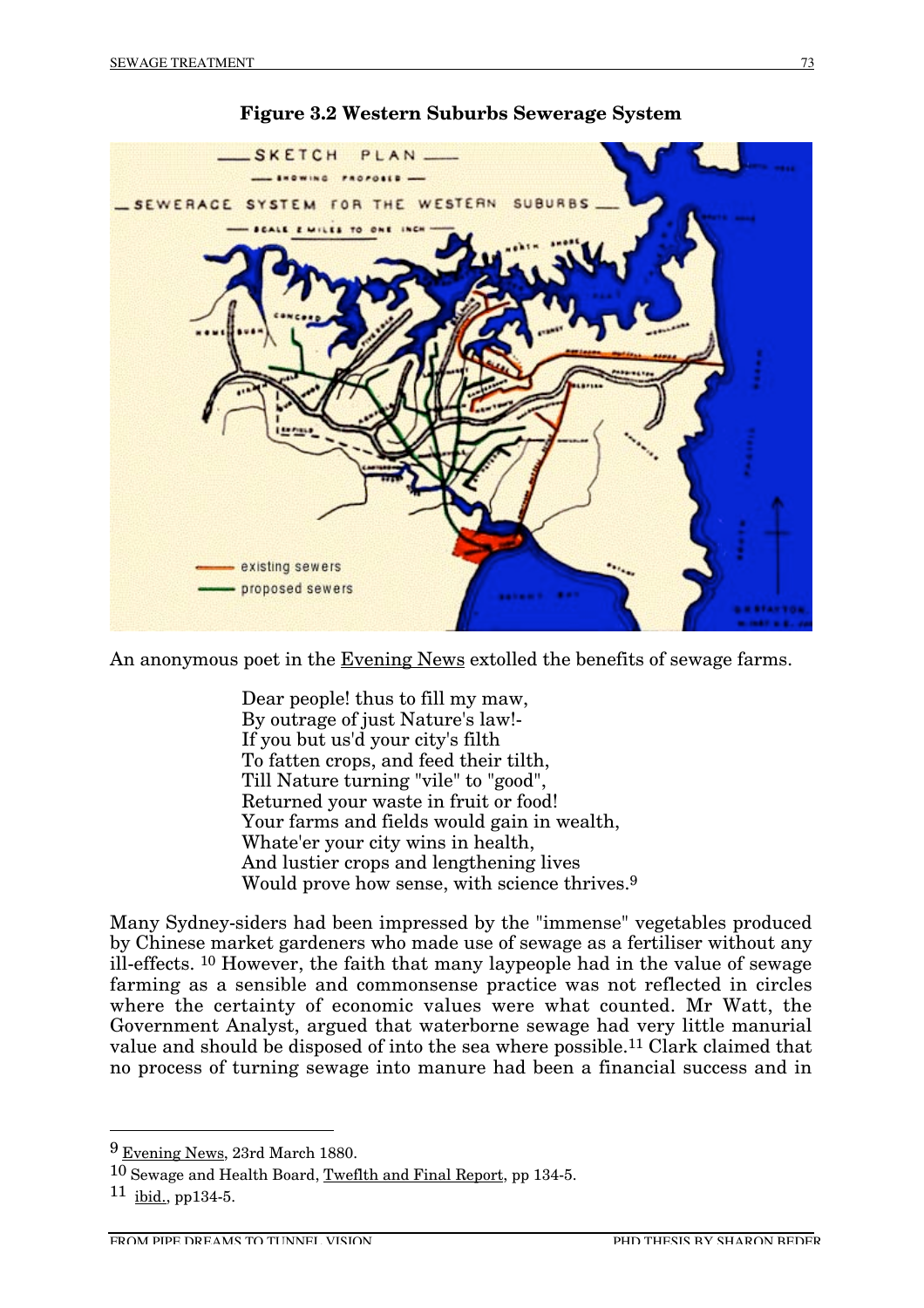**Figure 3.2 Western Suburbs Sewerage System**

SKETCH PLAN
SHOWING PROPOSED
SEWERAGE SYSTEM FOR THE WESTERN SUBURBS
SCALE 2 MILES TO ONE INCH

existing sewers
proposed sewers

An anonymous poet in the Evening News extolled the benefits of sewage farms.

> Dear people! thus to fill my maw,
> By outrage of just Nature's law!-
> If you but us'd your city's filth
> To fatten crops, and feed their tilth,
> Till Nature turning "vile" to "good",
> Returned your waste in fruit or food!
> Your farms and fields would gain in wealth,
> Whate'er your city wins in health,
> And lustier crops and lengthening lives
> Would prove how sense, with science thrives.[9]

Many Sydney-siders had been impressed by the "immense" vegetables produced by Chinese market gardeners who made use of sewage as a fertiliser without any ill-effects. [10] However, the faith that many laypeople had in the value of sewage farming as a sensible and commonsense practice was not reflected in circles where the certainty of economic values were what counted. Mr Watt, the Government Analyst, argued that waterborne sewage had very little manurial value and should be disposed of into the sea where possible.[11] Clark claimed that no process of turning sewage into manure had been a financial success and in

---

[9] Evening News, 23rd March 1880.

[10] Sewage and Health Board, Tweflth and Final Report, pp 134-5.

[11] ibid., pp134-5.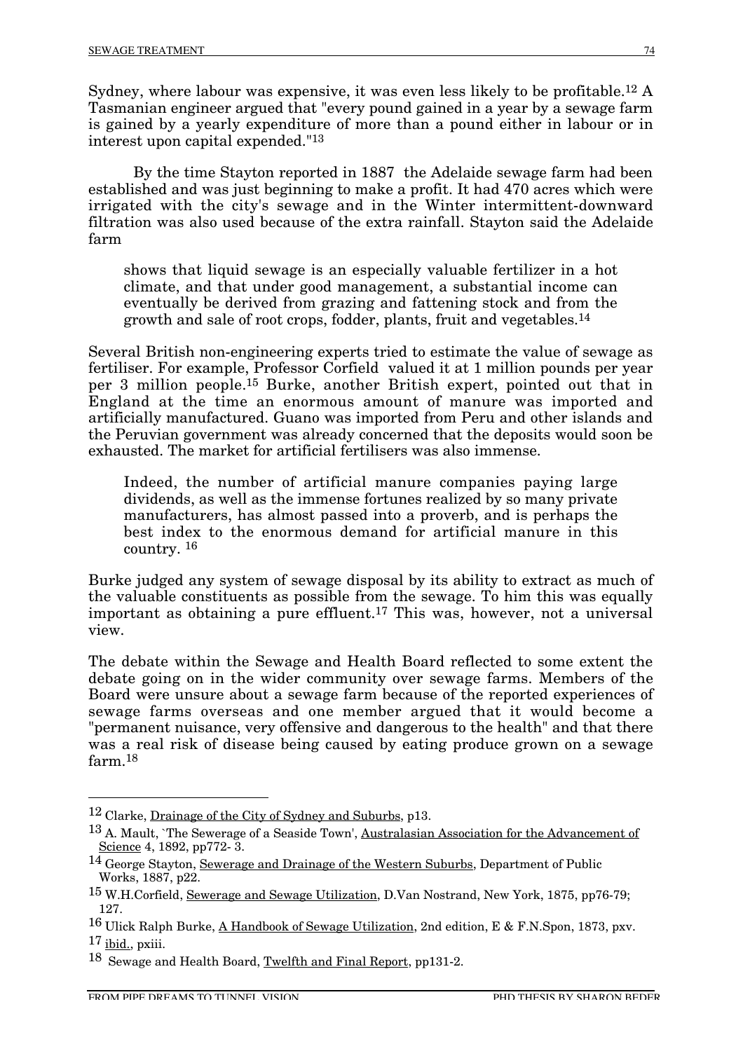Sydney, where labour was expensive, it was even less likely to be profitable.[12] A Tasmanian engineer argued that "every pound gained in a year by a sewage farm is gained by a yearly expenditure of more than a pound either in labour or in interest upon capital expended."[13]

By the time Stayton reported in 1887 the Adelaide sewage farm had been established and was just beginning to make a profit. It had 470 acres which were irrigated with the city's sewage and in the Winter intermittent-downward filtration was also used because of the extra rainfall. Stayton said the Adelaide farm

> shows that liquid sewage is an especially valuable fertilizer in a hot climate, and that under good management, a substantial income can eventually be derived from grazing and fattening stock and from the growth and sale of root crops, fodder, plants, fruit and vegetables.[14]

Several British non-engineering experts tried to estimate the value of sewage as fertiliser. For example, Professor Corfield valued it at 1 million pounds per year per 3 million people.[15] Burke, another British expert, pointed out that in England at the time an enormous amount of manure was imported and artificially manufactured. Guano was imported from Peru and other islands and the Peruvian government was already concerned that the deposits would soon be exhausted. The market for artificial fertilisers was also immense.

> Indeed, the number of artificial manure companies paying large dividends, as well as the immense fortunes realized by so many private manufacturers, has almost passed into a proverb, and is perhaps the best index to the enormous demand for artificial manure in this country. [16]

Burke judged any system of sewage disposal by its ability to extract as much of the valuable constituents as possible from the sewage. To him this was equally important as obtaining a pure effluent.[17] This was, however, not a universal view.

The debate within the Sewage and Health Board reflected to some extent the debate going on in the wider community over sewage farms. Members of the Board were unsure about a sewage farm because of the reported experiences of sewage farms overseas and one member argued that it would become a "permanent nuisance, very offensive and dangerous to the health" and that there was a real risk of disease being caused by eating produce grown on a sewage farm.[18]

---

[12] Clarke, Drainage of the City of Sydney and Suburbs, p13.

[13] A. Mault, `The Sewerage of a Seaside Town', Australasian Association for the Advancement of Science 4, 1892, pp772- 3.

[14] George Stayton, Sewerage and Drainage of the Western Suburbs, Department of Public Works, 1887, p22.

[15] W.H.Corfield, Sewerage and Sewage Utilization, D.Van Nostrand, New York, 1875, pp76-79; 127.

[16] Ulick Ralph Burke, A Handbook of Sewage Utilization, 2nd edition, E & F.N.Spon, 1873, pxv.

[17] ibid., pxiii.

[18] Sewage and Health Board, Twelfth and Final Report, pp131-2.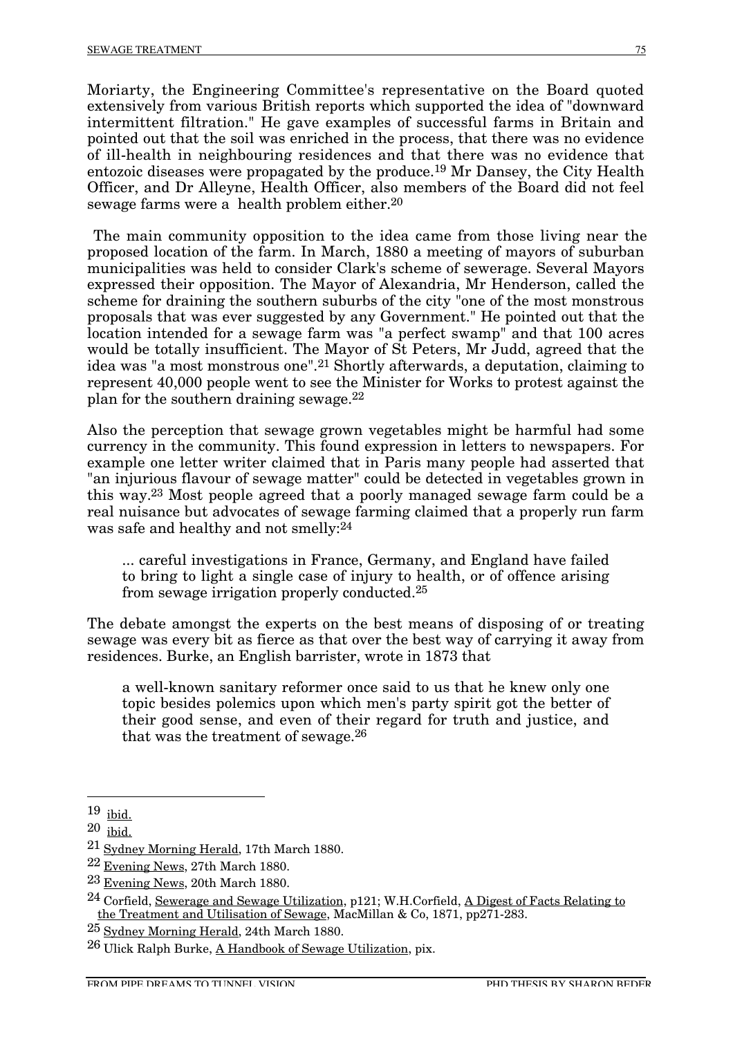Moriarty, the Engineering Committee's representative on the Board quoted extensively from various British reports which supported the idea of "downward intermittent filtration." He gave examples of successful farms in Britain and pointed out that the soil was enriched in the process, that there was no evidence of ill-health in neighbouring residences and that there was no evidence that entozoic diseases were propagated by the produce.[19] Mr Dansey, the City Health Officer, and Dr Alleyne, Health Officer, also members of the Board did not feel sewage farms were a health problem either.[20]

The main community opposition to the idea came from those living near the proposed location of the farm. In March, 1880 a meeting of mayors of suburban municipalities was held to consider Clark's scheme of sewerage. Several Mayors expressed their opposition. The Mayor of Alexandria, Mr Henderson, called the scheme for draining the southern suburbs of the city "one of the most monstrous proposals that was ever suggested by any Government." He pointed out that the location intended for a sewage farm was "a perfect swamp" and that 100 acres would be totally insufficient. The Mayor of St Peters, Mr Judd, agreed that the idea was "a most monstrous one".[21] Shortly afterwards, a deputation, claiming to represent 40,000 people went to see the Minister for Works to protest against the plan for the southern draining sewage.[22]

Also the perception that sewage grown vegetables might be harmful had some currency in the community. This found expression in letters to newspapers. For example one letter writer claimed that in Paris many people had asserted that "an injurious flavour of sewage matter" could be detected in vegetables grown in this way.[23] Most people agreed that a poorly managed sewage farm could be a real nuisance but advocates of sewage farming claimed that a properly run farm was safe and healthy and not smelly:[24]

> ... careful investigations in France, Germany, and England have failed to bring to light a single case of injury to health, or of offence arising from sewage irrigation properly conducted.[25]

The debate amongst the experts on the best means of disposing of or treating sewage was every bit as fierce as that over the best way of carrying it away from residences. Burke, an English barrister, wrote in 1873 that

> a well-known sanitary reformer once said to us that he knew only one topic besides polemics upon which men's party spirit got the better of their good sense, and even of their regard for truth and justice, and that was the treatment of sewage.[26]

---

[19] ibid.

[20] ibid.

[21] Sydney Morning Herald, 17th March 1880.

[22] Evening News, 27th March 1880.

[23] Evening News, 20th March 1880.

[24] Corfield, Sewerage and Sewage Utilization, p121; W.H.Corfield, A Digest of Facts Relating to the Treatment and Utilisation of Sewage, MacMillan & Co, 1871, pp271-283.

[25] Sydney Morning Herald, 24th March 1880.

[26] Ulick Ralph Burke, A Handbook of Sewage Utilization, pix.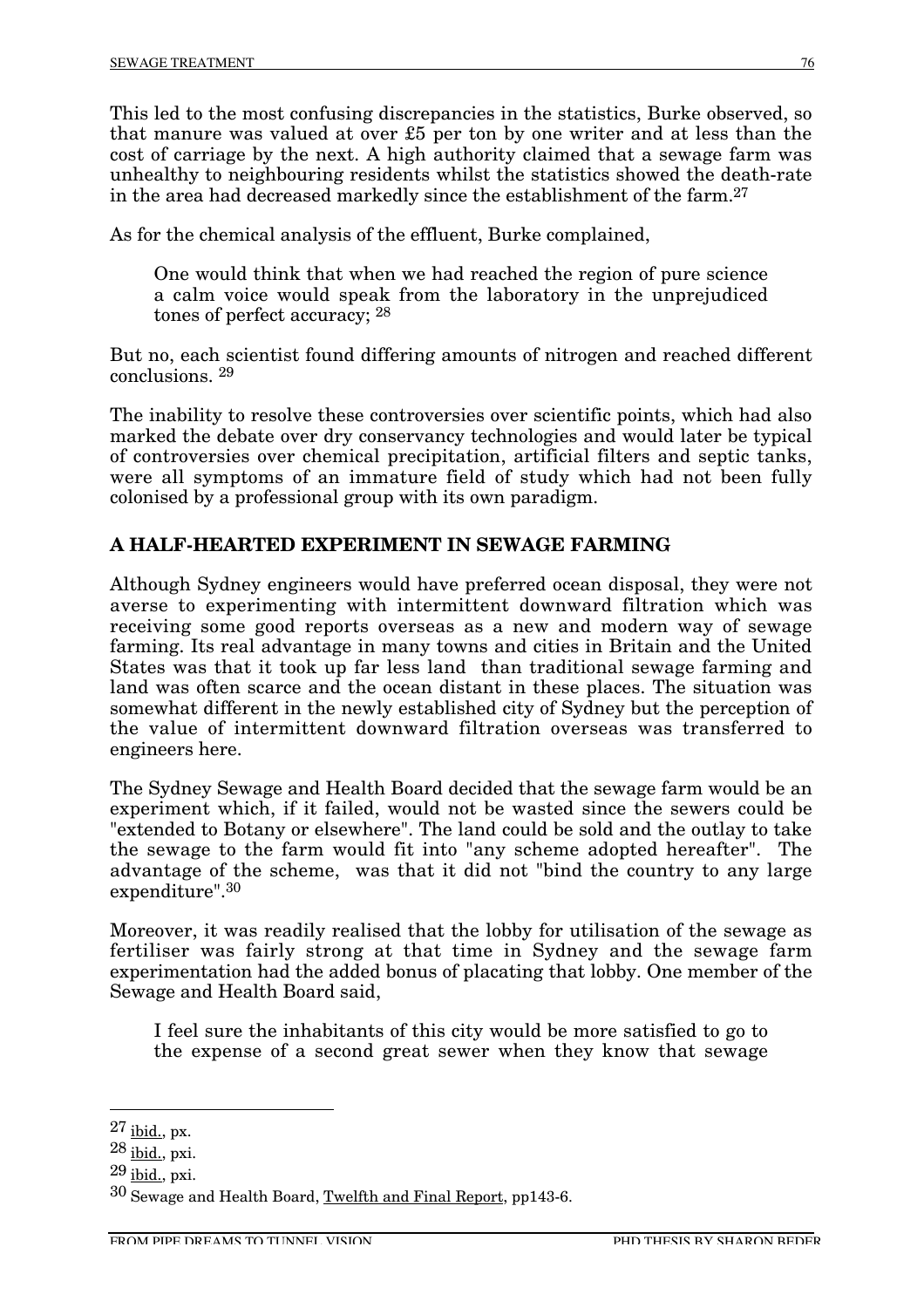This led to the most confusing discrepancies in the statistics, Burke observed, so that manure was valued at over £5 per ton by one writer and at less than the cost of carriage by the next. A high authority claimed that a sewage farm was unhealthy to neighbouring residents whilst the statistics showed the death-rate in the area had decreased markedly since the establishment of the farm.[27]

As for the chemical analysis of the effluent, Burke complained,

> One would think that when we had reached the region of pure science a calm voice would speak from the laboratory in the unprejudiced tones of perfect accuracy; [28]

But no, each scientist found differing amounts of nitrogen and reached different conclusions. [29]

The inability to resolve these controversies over scientific points, which had also marked the debate over dry conservancy technologies and would later be typical of controversies over chemical precipitation, artificial filters and septic tanks, were all symptoms of an immature field of study which had not been fully colonised by a professional group with its own paradigm.

## A HALF-HEARTED EXPERIMENT IN SEWAGE FARMING

Although Sydney engineers would have preferred ocean disposal, they were not averse to experimenting with intermittent downward filtration which was receiving some good reports overseas as a new and modern way of sewage farming. Its real advantage in many towns and cities in Britain and the United States was that it took up far less land than traditional sewage farming and land was often scarce and the ocean distant in these places. The situation was somewhat different in the newly established city of Sydney but the perception of the value of intermittent downward filtration overseas was transferred to engineers here.

The Sydney Sewage and Health Board decided that the sewage farm would be an experiment which, if it failed, would not be wasted since the sewers could be "extended to Botany or elsewhere". The land could be sold and the outlay to take the sewage to the farm would fit into "any scheme adopted hereafter". The advantage of the scheme, was that it did not "bind the country to any large expenditure".[30]

Moreover, it was readily realised that the lobby for utilisation of the sewage as fertiliser was fairly strong at that time in Sydney and the sewage farm experimentation had the added bonus of placating that lobby. One member of the Sewage and Health Board said,

> I feel sure the inhabitants of this city would be more satisfied to go to the expense of a second great sewer when they know that sewage

---

[27] ibid., px.

[28] ibid., pxi.

[29] ibid., pxi.

[30] Sewage and Health Board, Twelfth and Final Report, pp143-6.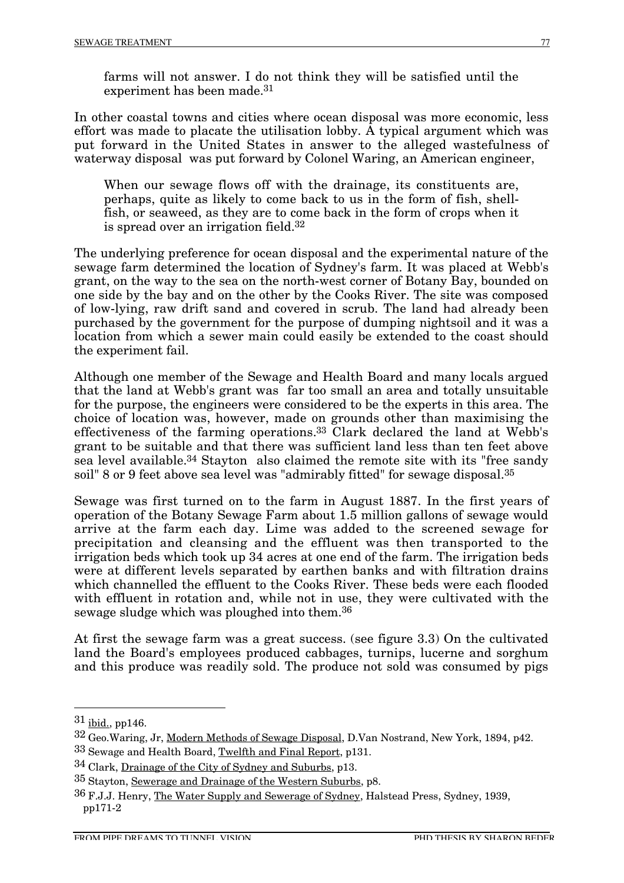> farms will not answer. I do not think they will be satisfied until the experiment has been made.[31]

In other coastal towns and cities where ocean disposal was more economic, less effort was made to placate the utilisation lobby. A typical argument which was put forward in the United States in answer to the alleged wastefulness of waterway disposal was put forward by Colonel Waring, an American engineer,

> When our sewage flows off with the drainage, its constituents are, perhaps, quite as likely to come back to us in the form of fish, shell-fish, or seaweed, as they are to come back in the form of crops when it is spread over an irrigation field.[32]

The underlying preference for ocean disposal and the experimental nature of the sewage farm determined the location of Sydney's farm. It was placed at Webb's grant, on the way to the sea on the north-west corner of Botany Bay, bounded on one side by the bay and on the other by the Cooks River. The site was composed of low-lying, raw drift sand and covered in scrub. The land had already been purchased by the government for the purpose of dumping nightsoil and it was a location from which a sewer main could easily be extended to the coast should the experiment fail.

Although one member of the Sewage and Health Board and many locals argued that the land at Webb's grant was far too small an area and totally unsuitable for the purpose, the engineers were considered to be the experts in this area. The choice of location was, however, made on grounds other than maximising the effectiveness of the farming operations.[33] Clark declared the land at Webb's grant to be suitable and that there was sufficient land less than ten feet above sea level available.[34] Stayton also claimed the remote site with its "free sandy soil" 8 or 9 feet above sea level was "admirably fitted" for sewage disposal.[35]

Sewage was first turned on to the farm in August 1887. In the first years of operation of the Botany Sewage Farm about 1.5 million gallons of sewage would arrive at the farm each day. Lime was added to the screened sewage for precipitation and cleansing and the effluent was then transported to the irrigation beds which took up 34 acres at one end of the farm. The irrigation beds were at different levels separated by earthen banks and with filtration drains which channelled the effluent to the Cooks River. These beds were each flooded with effluent in rotation and, while not in use, they were cultivated with the sewage sludge which was ploughed into them.[36]

At first the sewage farm was a great success. (see figure 3.3) On the cultivated land the Board's employees produced cabbages, turnips, lucerne and sorghum and this produce was readily sold. The produce not sold was consumed by pigs

---

[31] ibid., pp146.

[32] Geo.Waring, Jr, Modern Methods of Sewage Disposal, D.Van Nostrand, New York, 1894, p42.

[33] Sewage and Health Board, Twelfth and Final Report, p131.

[34] Clark, Drainage of the City of Sydney and Suburbs, p13.

[35] Stayton, Sewerage and Drainage of the Western Suburbs, p8.

[36] F.J.J. Henry, The Water Supply and Sewerage of Sydney, Halstead Press, Sydney, 1939, pp171-2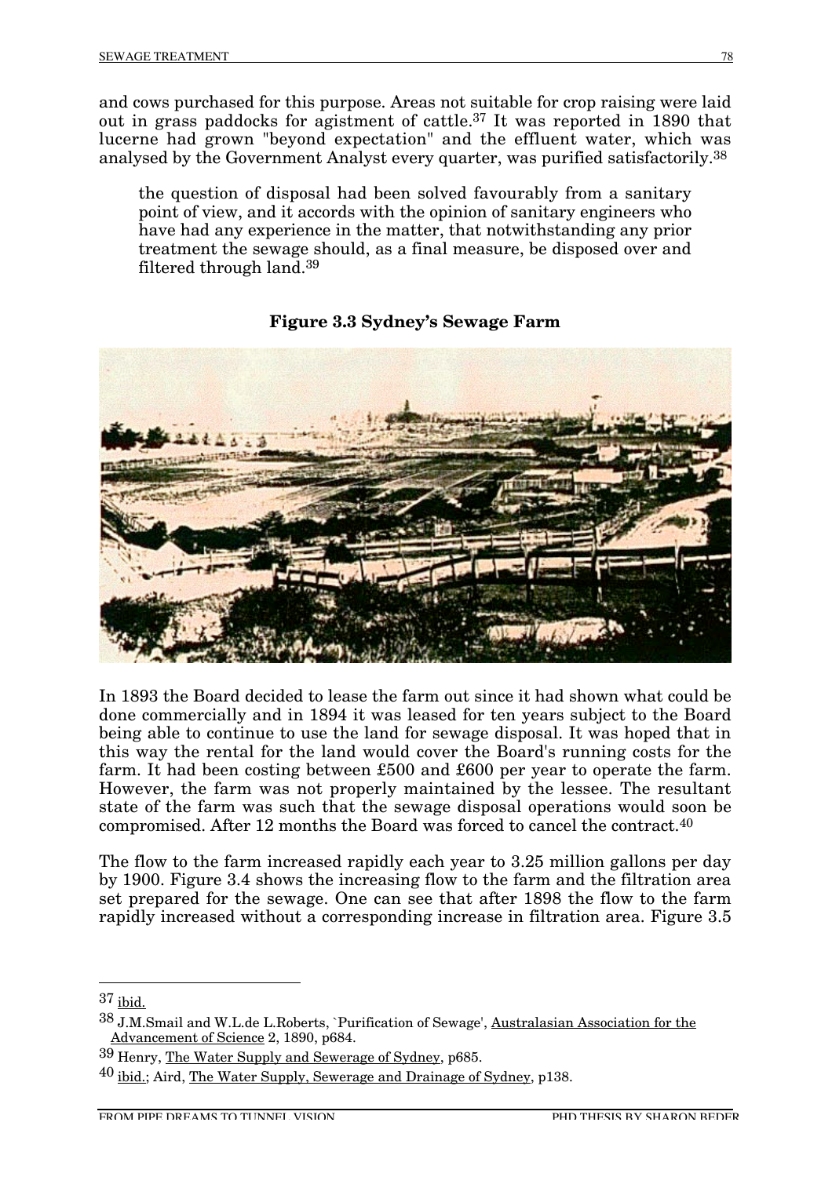and cows purchased for this purpose. Areas not suitable for crop raising were laid out in grass paddocks for agistment of cattle.[37] It was reported in 1890 that lucerne had grown "beyond expectation" and the effluent water, which was analysed by the Government Analyst every quarter, was purified satisfactorily.[38]

> the question of disposal had been solved favourably from a sanitary point of view, and it accords with the opinion of sanitary engineers who have had any experience in the matter, that notwithstanding any prior treatment the sewage should, as a final measure, be disposed over and filtered through land.[39]

**Figure 3.3 Sydney's Sewage Farm**

In 1893 the Board decided to lease the farm out since it had shown what could be done commercially and in 1894 it was leased for ten years subject to the Board being able to continue to use the land for sewage disposal. It was hoped that in this way the rental for the land would cover the Board's running costs for the farm. It had been costing between £500 and £600 per year to operate the farm. However, the farm was not properly maintained by the lessee. The resultant state of the farm was such that the sewage disposal operations would soon be compromised. After 12 months the Board was forced to cancel the contract.[40]

The flow to the farm increased rapidly each year to 3.25 million gallons per day by 1900. Figure 3.4 shows the increasing flow to the farm and the filtration area set prepared for the sewage. One can see that after 1898 the flow to the farm rapidly increased without a corresponding increase in filtration area. Figure 3.5

---

[37] ibid.

[38] J.M.Smail and W.L.de L.Roberts, `Purification of Sewage', Australasian Association for the Advancement of Science 2, 1890, p684.

[39] Henry, The Water Supply and Sewerage of Sydney, p685.

[40] ibid.; Aird, The Water Supply, Sewerage and Drainage of Sydney, p138.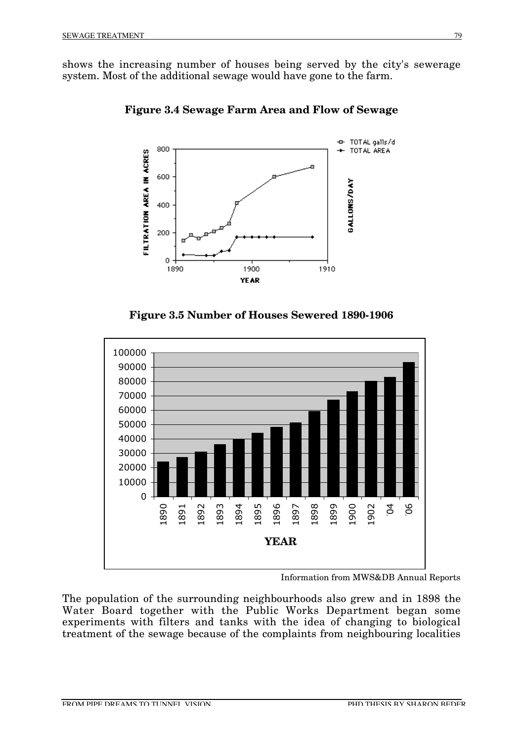shows the increasing number of houses being served by the city's sewerage system. Most of the additional sewage would have gone to the farm.

**Figure 3.4 Sewage Farm Area and Flow of Sewage**

TOTAL galls/d
TOTAL AREA
FILTRATION AREA IN ACRES
GALLONS/DAY
800
600
400
200
0
1890
1900
1910
YEAR

**Figure 3.5 Number of Houses Sewered 1890-1906**

100000
90000
80000
70000
60000
50000
40000
30000
20000
10000
0
1890
1891
1892
1893
1894
1895
1896
1897
1898
1899
1900
1902
'04
'06
YEAR

Information from MWS&DB Annual Reports

The population of the surrounding neighbourhoods also grew and in 1898 the Water Board together with the Public Works Department began some experiments with filters and tanks with the idea of changing to biological treatment of the sewage because of the complaints from neighbouring localities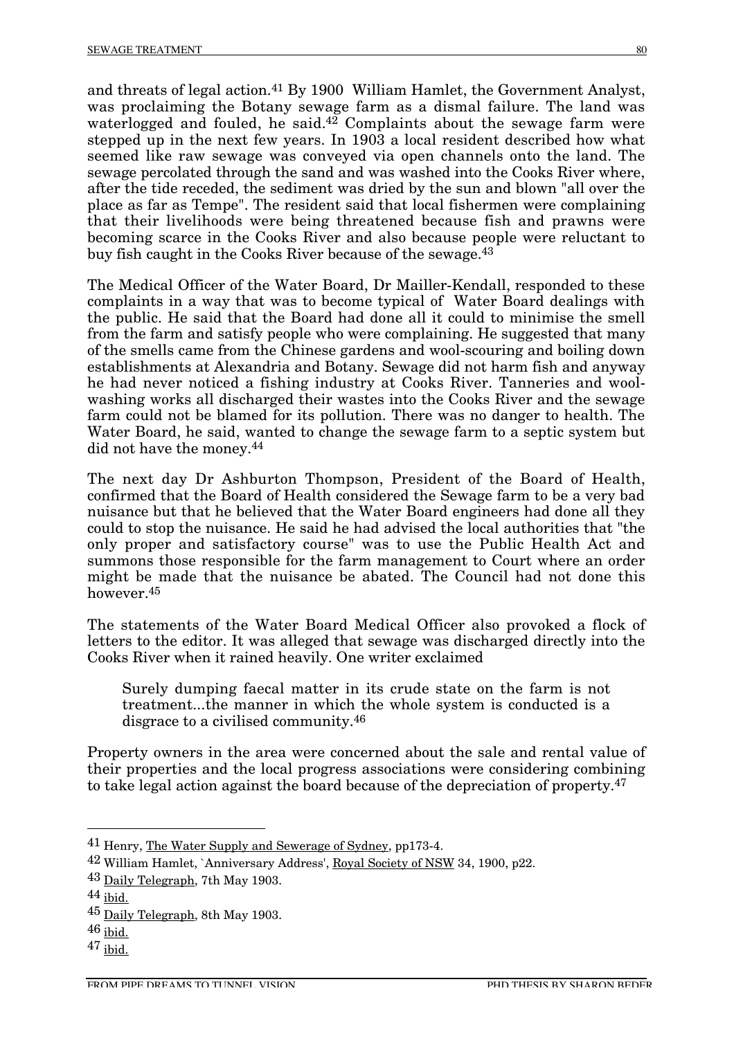and threats of legal action.[41] By 1900 William Hamlet, the Government Analyst, was proclaiming the Botany sewage farm as a dismal failure. The land was waterlogged and fouled, he said.[42] Complaints about the sewage farm were stepped up in the next few years. In 1903 a local resident described how what seemed like raw sewage was conveyed via open channels onto the land. The sewage percolated through the sand and was washed into the Cooks River where, after the tide receded, the sediment was dried by the sun and blown "all over the place as far as Tempe". The resident said that local fishermen were complaining that their livelihoods were being threatened because fish and prawns were becoming scarce in the Cooks River and also because people were reluctant to buy fish caught in the Cooks River because of the sewage.[43]

The Medical Officer of the Water Board, Dr Mailler-Kendall, responded to these complaints in a way that was to become typical of Water Board dealings with the public. He said that the Board had done all it could to minimise the smell from the farm and satisfy people who were complaining. He suggested that many of the smells came from the Chinese gardens and wool-scouring and boiling down establishments at Alexandria and Botany. Sewage did not harm fish and anyway he had never noticed a fishing industry at Cooks River. Tanneries and wool-washing works all discharged their wastes into the Cooks River and the sewage farm could not be blamed for its pollution. There was no danger to health. The Water Board, he said, wanted to change the sewage farm to a septic system but did not have the money.[44]

The next day Dr Ashburton Thompson, President of the Board of Health, confirmed that the Board of Health considered the Sewage farm to be a very bad nuisance but that he believed that the Water Board engineers had done all they could to stop the nuisance. He said he had advised the local authorities that "the only proper and satisfactory course" was to use the Public Health Act and summons those responsible for the farm management to Court where an order might be made that the nuisance be abated. The Council had not done this however.[45]

The statements of the Water Board Medical Officer also provoked a flock of letters to the editor. It was alleged that sewage was discharged directly into the Cooks River when it rained heavily. One writer exclaimed

> Surely dumping faecal matter in its crude state on the farm is not treatment...the manner in which the whole system is conducted is a disgrace to a civilised community.[46]

Property owners in the area were concerned about the sale and rental value of their properties and the local progress associations were considering combining to take legal action against the board because of the depreciation of property.[47]

---

[41] Henry, The Water Supply and Sewerage of Sydney, pp173-4.

[42] William Hamlet, `Anniversary Address', Royal Society of NSW 34, 1900, p22.

[43] Daily Telegraph, 7th May 1903.

[44] ibid.

[45] Daily Telegraph, 8th May 1903.

[46] ibid.

[47] ibid.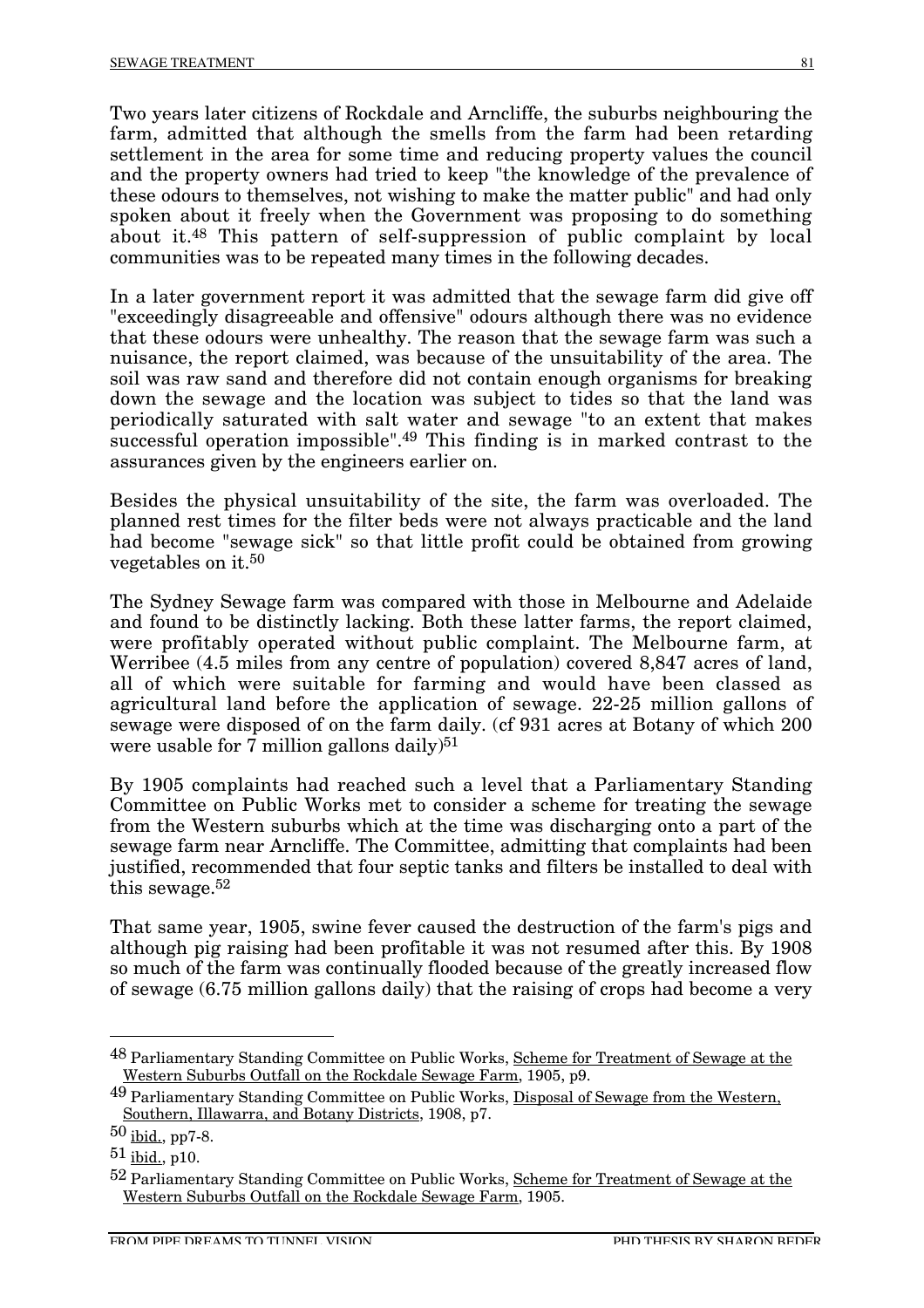Two years later citizens of Rockdale and Arncliffe, the suburbs neighbouring the farm, admitted that although the smells from the farm had been retarding settlement in the area for some time and reducing property values the council and the property owners had tried to keep "the knowledge of the prevalence of these odours to themselves, not wishing to make the matter public" and had only spoken about it freely when the Government was proposing to do something about it.[48] This pattern of self-suppression of public complaint by local communities was to be repeated many times in the following decades.

In a later government report it was admitted that the sewage farm did give off "exceedingly disagreeable and offensive" odours although there was no evidence that these odours were unhealthy. The reason that the sewage farm was such a nuisance, the report claimed, was because of the unsuitability of the area. The soil was raw sand and therefore did not contain enough organisms for breaking down the sewage and the location was subject to tides so that the land was periodically saturated with salt water and sewage "to an extent that makes successful operation impossible".[49] This finding is in marked contrast to the assurances given by the engineers earlier on.

Besides the physical unsuitability of the site, the farm was overloaded. The planned rest times for the filter beds were not always practicable and the land had become "sewage sick" so that little profit could be obtained from growing vegetables on it.[50]

The Sydney Sewage farm was compared with those in Melbourne and Adelaide and found to be distinctly lacking. Both these latter farms, the report claimed, were profitably operated without public complaint. The Melbourne farm, at Werribee (4.5 miles from any centre of population) covered 8,847 acres of land, all of which were suitable for farming and would have been classed as agricultural land before the application of sewage. 22-25 million gallons of sewage were disposed of on the farm daily. (cf 931 acres at Botany of which 200 were usable for 7 million gallons daily)[51]

By 1905 complaints had reached such a level that a Parliamentary Standing Committee on Public Works met to consider a scheme for treating the sewage from the Western suburbs which at the time was discharging onto a part of the sewage farm near Arncliffe. The Committee, admitting that complaints had been justified, recommended that four septic tanks and filters be installed to deal with this sewage.[52]

That same year, 1905, swine fever caused the destruction of the farm's pigs and although pig raising had been profitable it was not resumed after this. By 1908 so much of the farm was continually flooded because of the greatly increased flow of sewage (6.75 million gallons daily) that the raising of crops had become a very

---

[48] Parliamentary Standing Committee on Public Works, Scheme for Treatment of Sewage at the Western Suburbs Outfall on the Rockdale Sewage Farm, 1905, p9.

[49] Parliamentary Standing Committee on Public Works, Disposal of Sewage from the Western, Southern, Illawarra, and Botany Districts, 1908, p7.

[50] ibid., pp7-8.

[51] ibid., p10.

[52] Parliamentary Standing Committee on Public Works, Scheme for Treatment of Sewage at the Western Suburbs Outfall on the Rockdale Sewage Farm, 1905.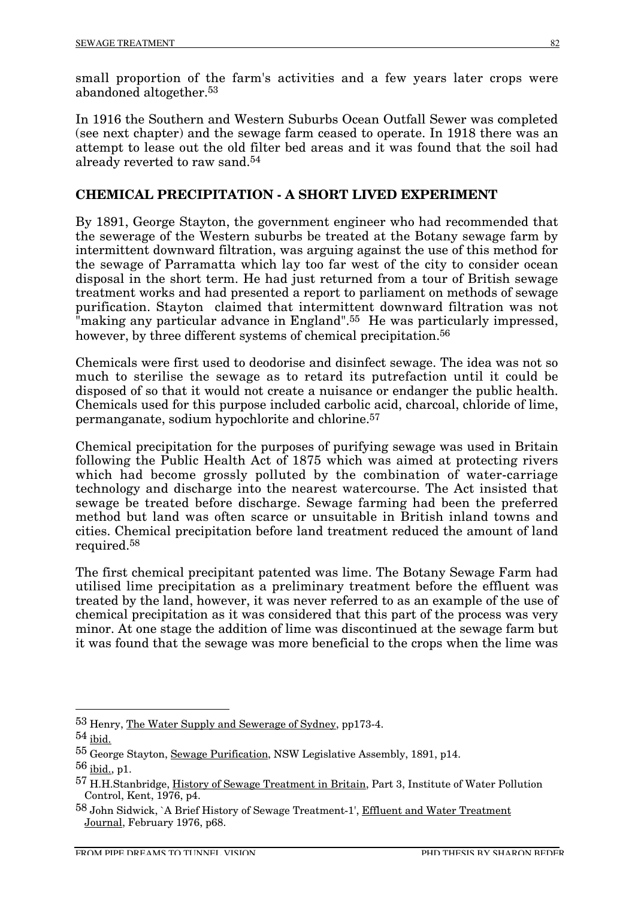small proportion of the farm's activities and a few years later crops were abandoned altogether.[53]

In 1916 the Southern and Western Suburbs Ocean Outfall Sewer was completed (see next chapter) and the sewage farm ceased to operate. In 1918 there was an attempt to lease out the old filter bed areas and it was found that the soil had already reverted to raw sand.[54]

## CHEMICAL PRECIPITATION - A SHORT LIVED EXPERIMENT

By 1891, George Stayton, the government engineer who had recommended that the sewerage of the Western suburbs be treated at the Botany sewage farm by intermittent downward filtration, was arguing against the use of this method for the sewage of Parramatta which lay too far west of the city to consider ocean disposal in the short term. He had just returned from a tour of British sewage treatment works and had presented a report to parliament on methods of sewage purification. Stayton claimed that intermittent downward filtration was not "making any particular advance in England".[55] He was particularly impressed, however, by three different systems of chemical precipitation.[56]

Chemicals were first used to deodorise and disinfect sewage. The idea was not so much to sterilise the sewage as to retard its putrefaction until it could be disposed of so that it would not create a nuisance or endanger the public health. Chemicals used for this purpose included carbolic acid, charcoal, chloride of lime, permanganate, sodium hypochlorite and chlorine.[57]

Chemical precipitation for the purposes of purifying sewage was used in Britain following the Public Health Act of 1875 which was aimed at protecting rivers which had become grossly polluted by the combination of water-carriage technology and discharge into the nearest watercourse. The Act insisted that sewage be treated before discharge. Sewage farming had been the preferred method but land was often scarce or unsuitable in British inland towns and cities. Chemical precipitation before land treatment reduced the amount of land required.[58]

The first chemical precipitant patented was lime. The Botany Sewage Farm had utilised lime precipitation as a preliminary treatment before the effluent was treated by the land, however, it was never referred to as an example of the use of chemical precipitation as it was considered that this part of the process was very minor. At one stage the addition of lime was discontinued at the sewage farm but it was found that the sewage was more beneficial to the crops when the lime was

---

[53] Henry, The Water Supply and Sewerage of Sydney, pp173-4.

[54] ibid.

[55] George Stayton, Sewage Purification, NSW Legislative Assembly, 1891, p14.

[56] ibid., p1.

[57] H.H.Stanbridge, History of Sewage Treatment in Britain, Part 3, Institute of Water Pollution Control, Kent, 1976, p4.

[58] John Sidwick, `A Brief History of Sewage Treatment-1', Effluent and Water Treatment Journal, February 1976, p68.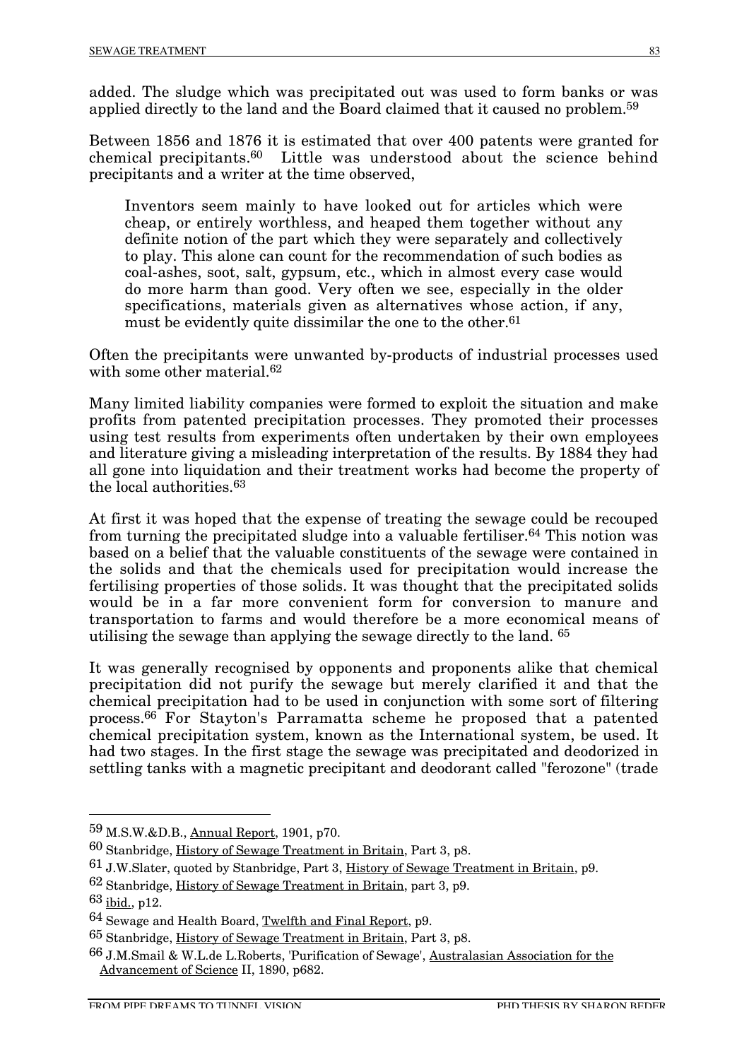added. The sludge which was precipitated out was used to form banks or was applied directly to the land and the Board claimed that it caused no problem.[59]

Between 1856 and 1876 it is estimated that over 400 patents were granted for chemical precipitants.[60] Little was understood about the science behind precipitants and a writer at the time observed,

> Inventors seem mainly to have looked out for articles which were cheap, or entirely worthless, and heaped them together without any definite notion of the part which they were separately and collectively to play. This alone can count for the recommendation of such bodies as coal-ashes, soot, salt, gypsum, etc., which in almost every case would do more harm than good. Very often we see, especially in the older specifications, materials given as alternatives whose action, if any, must be evidently quite dissimilar the one to the other.[61]

Often the precipitants were unwanted by-products of industrial processes used with some other material.[62]

Many limited liability companies were formed to exploit the situation and make profits from patented precipitation processes. They promoted their processes using test results from experiments often undertaken by their own employees and literature giving a misleading interpretation of the results. By 1884 they had all gone into liquidation and their treatment works had become the property of the local authorities.[63]

At first it was hoped that the expense of treating the sewage could be recouped from turning the precipitated sludge into a valuable fertiliser.[64] This notion was based on a belief that the valuable constituents of the sewage were contained in the solids and that the chemicals used for precipitation would increase the fertilising properties of those solids. It was thought that the precipitated solids would be in a far more convenient form for conversion to manure and transportation to farms and would therefore be a more economical means of utilising the sewage than applying the sewage directly to the land. [65]

It was generally recognised by opponents and proponents alike that chemical precipitation did not purify the sewage but merely clarified it and that the chemical precipitation had to be used in conjunction with some sort of filtering process.[66] For Stayton's Parramatta scheme he proposed that a patented chemical precipitation system, known as the International system, be used. It had two stages. In the first stage the sewage was precipitated and deodorized in settling tanks with a magnetic precipitant and deodorant called "ferozone" (trade

---

[59] M.S.W.&D.B., Annual Report, 1901, p70.

[60] Stanbridge, History of Sewage Treatment in Britain, Part 3, p8.

[61] J.W.Slater, quoted by Stanbridge, Part 3, History of Sewage Treatment in Britain, p9.

[62] Stanbridge, History of Sewage Treatment in Britain, part 3, p9.

[63] ibid., p12.

[64] Sewage and Health Board, Twelfth and Final Report, p9.

[65] Stanbridge, History of Sewage Treatment in Britain, Part 3, p8.

[66] J.M.Smail & W.L.de L.Roberts, 'Purification of Sewage', Australasian Association for the Advancement of Science II, 1890, p682.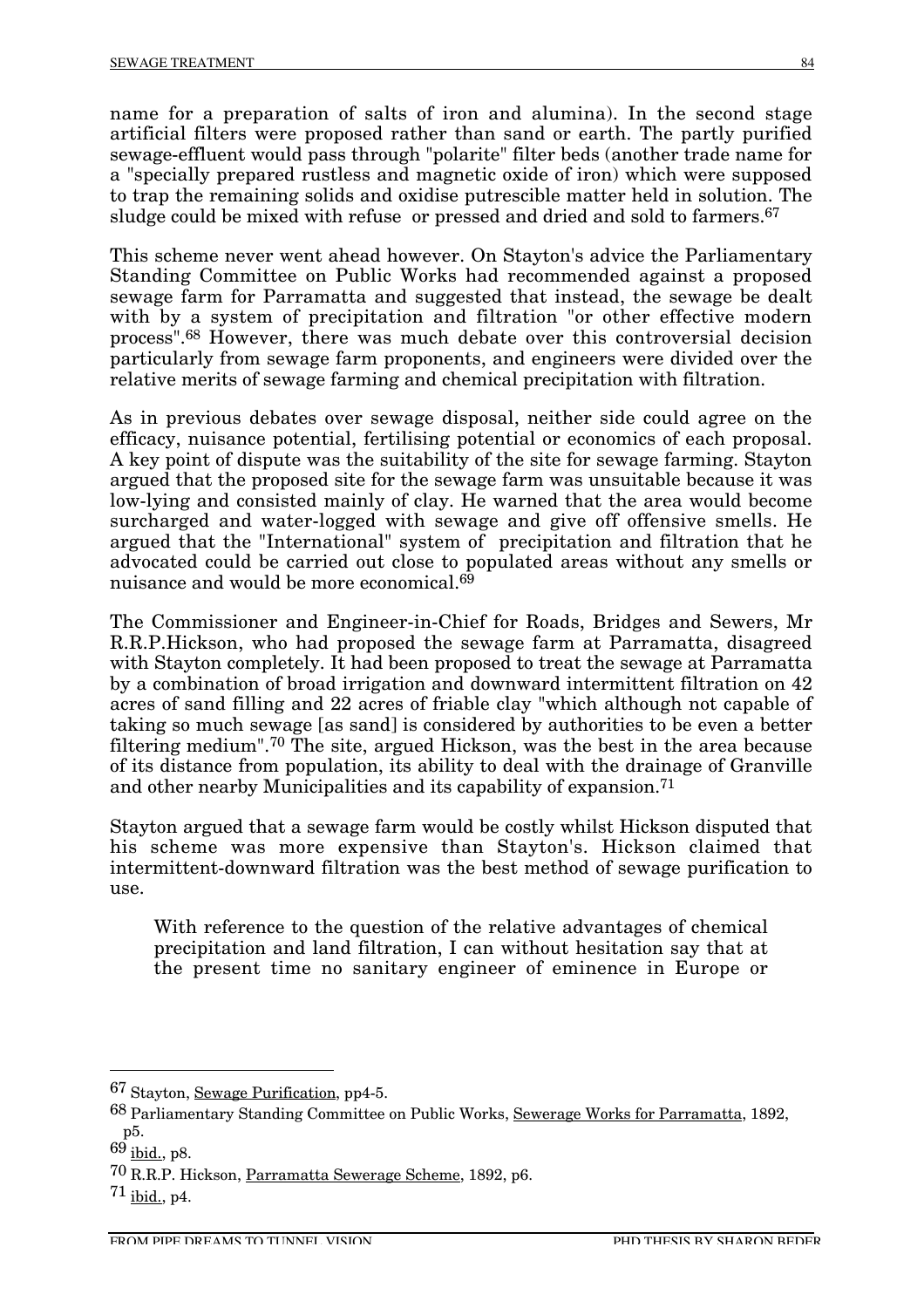name for a preparation of salts of iron and alumina). In the second stage artificial filters were proposed rather than sand or earth. The partly purified sewage-effluent would pass through "polarite" filter beds (another trade name for a "specially prepared rustless and magnetic oxide of iron) which were supposed to trap the remaining solids and oxidise putrescible matter held in solution. The sludge could be mixed with refuse or pressed and dried and sold to farmers.[67]

This scheme never went ahead however. On Stayton's advice the Parliamentary Standing Committee on Public Works had recommended against a proposed sewage farm for Parramatta and suggested that instead, the sewage be dealt with by a system of precipitation and filtration "or other effective modern process".[68] However, there was much debate over this controversial decision particularly from sewage farm proponents, and engineers were divided over the relative merits of sewage farming and chemical precipitation with filtration.

As in previous debates over sewage disposal, neither side could agree on the efficacy, nuisance potential, fertilising potential or economics of each proposal. A key point of dispute was the suitability of the site for sewage farming. Stayton argued that the proposed site for the sewage farm was unsuitable because it was low-lying and consisted mainly of clay. He warned that the area would become surcharged and water-logged with sewage and give off offensive smells. He argued that the "International" system of precipitation and filtration that he advocated could be carried out close to populated areas without any smells or nuisance and would be more economical.[69]

The Commissioner and Engineer-in-Chief for Roads, Bridges and Sewers, Mr R.R.P.Hickson, who had proposed the sewage farm at Parramatta, disagreed with Stayton completely. It had been proposed to treat the sewage at Parramatta by a combination of broad irrigation and downward intermittent filtration on 42 acres of sand filling and 22 acres of friable clay "which although not capable of taking so much sewage [as sand] is considered by authorities to be even a better filtering medium".[70] The site, argued Hickson, was the best in the area because of its distance from population, its ability to deal with the drainage of Granville and other nearby Municipalities and its capability of expansion.[71]

Stayton argued that a sewage farm would be costly whilst Hickson disputed that his scheme was more expensive than Stayton's. Hickson claimed that intermittent-downward filtration was the best method of sewage purification to use.

> With reference to the question of the relative advantages of chemical precipitation and land filtration, I can without hesitation say that at the present time no sanitary engineer of eminence in Europe or

---

[67] Stayton, Sewage Purification, pp4-5.

[68] Parliamentary Standing Committee on Public Works, Sewerage Works for Parramatta, 1892, p5.

[69] ibid., p8.

[70] R.R.P. Hickson, Parramatta Sewerage Scheme, 1892, p6.

[71] ibid., p4.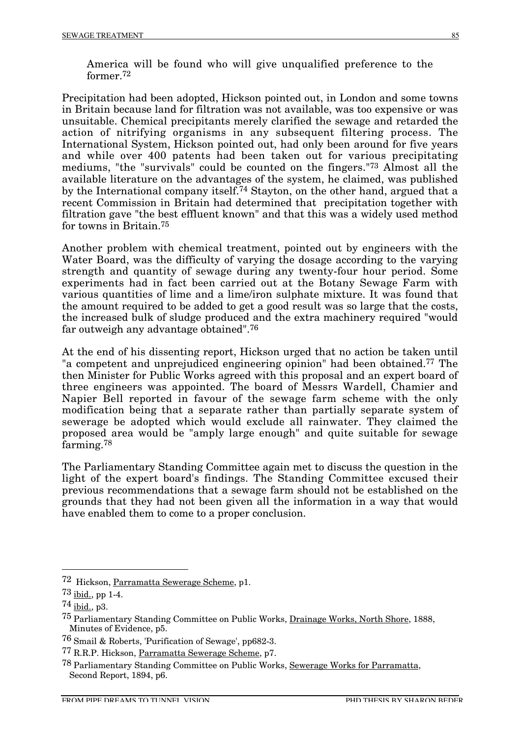America will be found who will give unqualified preference to the former.[72]

Precipitation had been adopted, Hickson pointed out, in London and some towns in Britain because land for filtration was not available, was too expensive or was unsuitable. Chemical precipitants merely clarified the sewage and retarded the action of nitrifying organisms in any subsequent filtering process. The International System, Hickson pointed out, had only been around for five years and while over 400 patents had been taken out for various precipitating mediums, "the "survivals" could be counted on the fingers."[73] Almost all the available literature on the advantages of the system, he claimed, was published by the International company itself.[74] Stayton, on the other hand, argued that a recent Commission in Britain had determined that precipitation together with filtration gave "the best effluent known" and that this was a widely used method for towns in Britain.[75]

Another problem with chemical treatment, pointed out by engineers with the Water Board, was the difficulty of varying the dosage according to the varying strength and quantity of sewage during any twenty-four hour period. Some experiments had in fact been carried out at the Botany Sewage Farm with various quantities of lime and a lime/iron sulphate mixture. It was found that the amount required to be added to get a good result was so large that the costs, the increased bulk of sludge produced and the extra machinery required "would far outweigh any advantage obtained".[76]

At the end of his dissenting report, Hickson urged that no action be taken until "a competent and unprejudiced engineering opinion" had been obtained.[77] The then Minister for Public Works agreed with this proposal and an expert board of three engineers was appointed. The board of Messrs Wardell, Chamier and Napier Bell reported in favour of the sewage farm scheme with the only modification being that a separate rather than partially separate system of sewerage be adopted which would exclude all rainwater. They claimed the proposed area would be "amply large enough" and quite suitable for sewage farming.[78]

The Parliamentary Standing Committee again met to discuss the question in the light of the expert board's findings. The Standing Committee excused their previous recommendations that a sewage farm should not be established on the grounds that they had not been given all the information in a way that would have enabled them to come to a proper conclusion.

---

72 Hickson, Parramatta Sewerage Scheme, p1.

73 ibid., pp 1-4.

74 ibid., p3.

75 Parliamentary Standing Committee on Public Works, Drainage Works, North Shore, 1888, Minutes of Evidence, p5.

76 Smail & Roberts, 'Purification of Sewage', pp682-3.

77 R.R.P. Hickson, Parramatta Sewerage Scheme, p7.

78 Parliamentary Standing Committee on Public Works, Sewerage Works for Parramatta, Second Report, 1894, p6.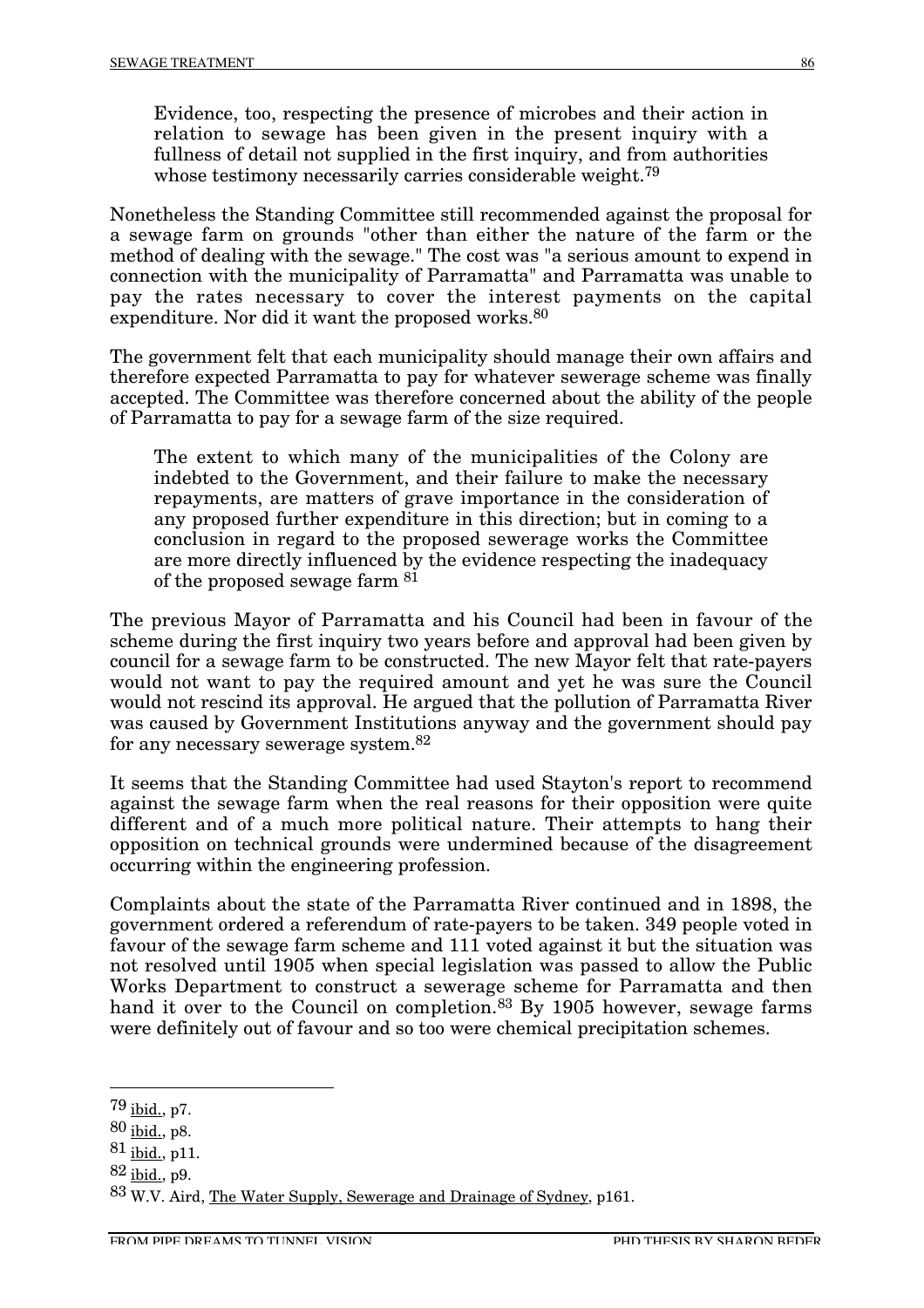> Evidence, too, respecting the presence of microbes and their action in relation to sewage has been given in the present inquiry with a fullness of detail not supplied in the first inquiry, and from authorities whose testimony necessarily carries considerable weight.[79]

Nonetheless the Standing Committee still recommended against the proposal for a sewage farm on grounds "other than either the nature of the farm or the method of dealing with the sewage." The cost was "a serious amount to expend in connection with the municipality of Parramatta" and Parramatta was unable to pay the rates necessary to cover the interest payments on the capital expenditure. Nor did it want the proposed works.[80]

The government felt that each municipality should manage their own affairs and therefore expected Parramatta to pay for whatever sewerage scheme was finally accepted. The Committee was therefore concerned about the ability of the people of Parramatta to pay for a sewage farm of the size required.

> The extent to which many of the municipalities of the Colony are indebted to the Government, and their failure to make the necessary repayments, are matters of grave importance in the consideration of any proposed further expenditure in this direction; but in coming to a conclusion in regard to the proposed sewerage works the Committee are more directly influenced by the evidence respecting the inadequacy of the proposed sewage farm [81]

The previous Mayor of Parramatta and his Council had been in favour of the scheme during the first inquiry two years before and approval had been given by council for a sewage farm to be constructed. The new Mayor felt that rate-payers would not want to pay the required amount and yet he was sure the Council would not rescind its approval. He argued that the pollution of Parramatta River was caused by Government Institutions anyway and the government should pay for any necessary sewerage system.[82]

It seems that the Standing Committee had used Stayton's report to recommend against the sewage farm when the real reasons for their opposition were quite different and of a much more political nature. Their attempts to hang their opposition on technical grounds were undermined because of the disagreement occurring within the engineering profession.

Complaints about the state of the Parramatta River continued and in 1898, the government ordered a referendum of rate-payers to be taken. 349 people voted in favour of the sewage farm scheme and 111 voted against it but the situation was not resolved until 1905 when special legislation was passed to allow the Public Works Department to construct a sewerage scheme for Parramatta and then hand it over to the Council on completion.[83] By 1905 however, sewage farms were definitely out of favour and so too were chemical precipitation schemes.

---

[79] ibid., p7.
[80] ibid., p8.
[81] ibid., p11.
[82] ibid., p9.
[83] W.V. Aird, The Water Supply, Sewerage and Drainage of Sydney, p161.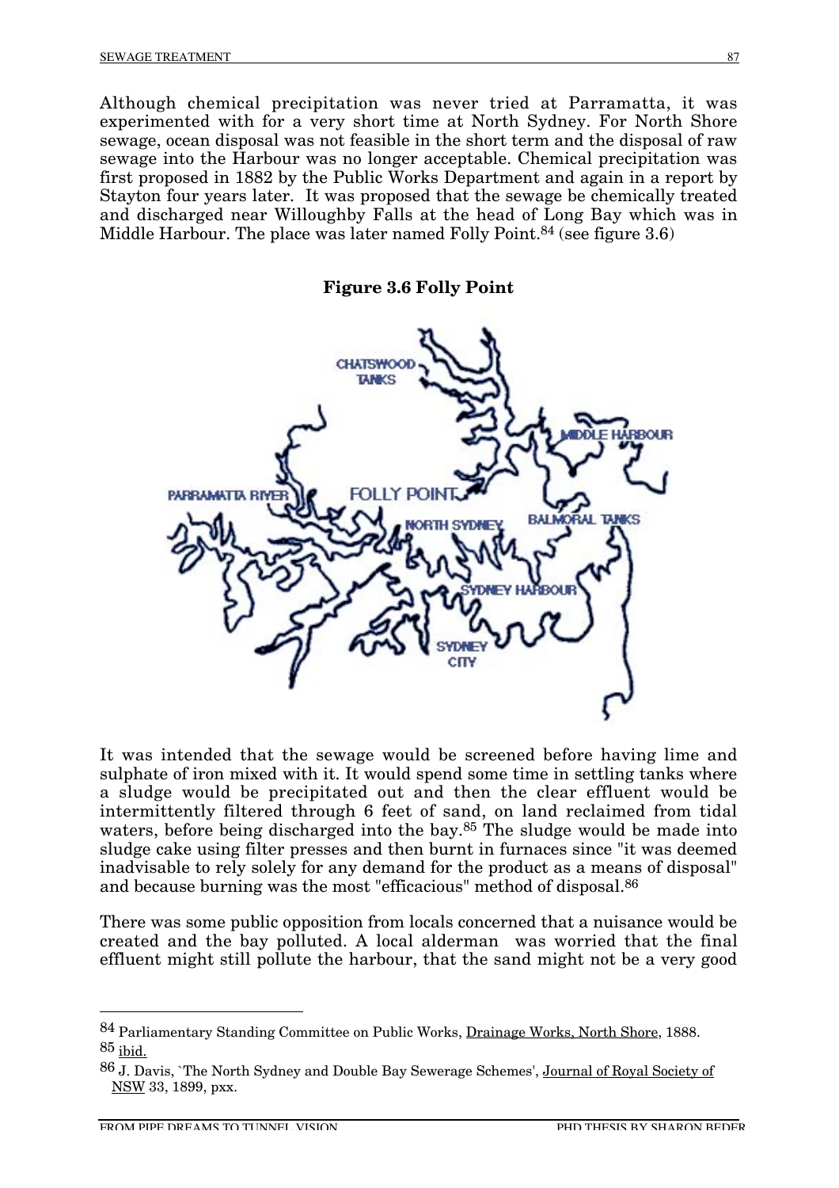Although chemical precipitation was never tried at Parramatta, it was experimented with for a very short time at North Sydney. For North Shore sewage, ocean disposal was not feasible in the short term and the disposal of raw sewage into the Harbour was no longer acceptable. Chemical precipitation was first proposed in 1882 by the Public Works Department and again in a report by Stayton four years later. It was proposed that the sewage be chemically treated and discharged near Willoughby Falls at the head of Long Bay which was in Middle Harbour. The place was later named Folly Point.[84] (see figure 3.6)

**Figure 3.6 Folly Point**

CHATSWOOD TANKS

MIDDLE HARBOUR

PARRAMATTA RIVER

FOLLY POINT

NORTH SYDNEY

BALMORAL TANKS

SYDNEY HARBOUR

SYDNEY CITY

It was intended that the sewage would be screened before having lime and sulphate of iron mixed with it. It would spend some time in settling tanks where a sludge would be precipitated out and then the clear effluent would be intermittently filtered through 6 feet of sand, on land reclaimed from tidal waters, before being discharged into the bay.[85] The sludge would be made into sludge cake using filter presses and then burnt in furnaces since "it was deemed inadvisable to rely solely for any demand for the product as a means of disposal" and because burning was the most "efficacious" method of disposal.[86]

There was some public opposition from locals concerned that a nuisance would be created and the bay polluted. A local alderman was worried that the final effluent might still pollute the harbour, that the sand might not be a very good

---

[84] Parliamentary Standing Committee on Public Works, Drainage Works, North Shore, 1888.

[85] ibid.

[86] J. Davis, `The North Sydney and Double Bay Sewerage Schemes', Journal of Royal Society of NSW 33, 1899, pxx.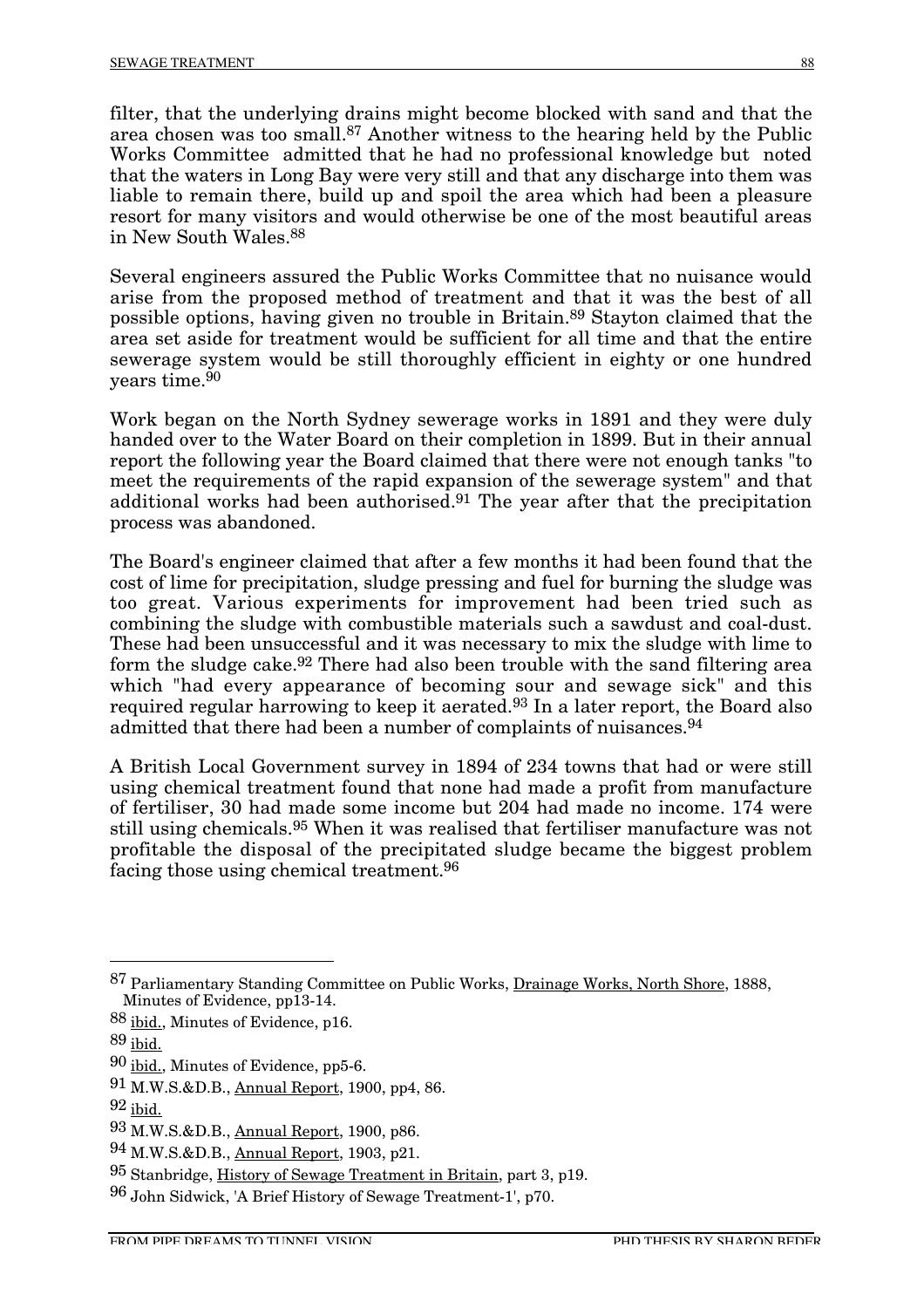filter, that the underlying drains might become blocked with sand and that the area chosen was too small.[87] Another witness to the hearing held by the Public Works Committee admitted that he had no professional knowledge but noted that the waters in Long Bay were very still and that any discharge into them was liable to remain there, build up and spoil the area which had been a pleasure resort for many visitors and would otherwise be one of the most beautiful areas in New South Wales.[88]

Several engineers assured the Public Works Committee that no nuisance would arise from the proposed method of treatment and that it was the best of all possible options, having given no trouble in Britain.[89] Stayton claimed that the area set aside for treatment would be sufficient for all time and that the entire sewerage system would be still thoroughly efficient in eighty or one hundred years time.[90]

Work began on the North Sydney sewerage works in 1891 and they were duly handed over to the Water Board on their completion in 1899. But in their annual report the following year the Board claimed that there were not enough tanks "to meet the requirements of the rapid expansion of the sewerage system" and that additional works had been authorised.[91] The year after that the precipitation process was abandoned.

The Board's engineer claimed that after a few months it had been found that the cost of lime for precipitation, sludge pressing and fuel for burning the sludge was too great. Various experiments for improvement had been tried such as combining the sludge with combustible materials such a sawdust and coal-dust. These had been unsuccessful and it was necessary to mix the sludge with lime to form the sludge cake.[92] There had also been trouble with the sand filtering area which "had every appearance of becoming sour and sewage sick" and this required regular harrowing to keep it aerated.[93] In a later report, the Board also admitted that there had been a number of complaints of nuisances.[94]

A British Local Government survey in 1894 of 234 towns that had or were still using chemical treatment found that none had made a profit from manufacture of fertiliser, 30 had made some income but 204 had made no income. 174 were still using chemicals.[95] When it was realised that fertiliser manufacture was not profitable the disposal of the precipitated sludge became the biggest problem facing those using chemical treatment.[96]

---

[87] Parliamentary Standing Committee on Public Works, Drainage Works, North Shore, 1888, Minutes of Evidence, pp13-14.

[88] ibid., Minutes of Evidence, p16.

[89] ibid.

[90] ibid., Minutes of Evidence, pp5-6.

[91] M.W.S.&D.B., Annual Report, 1900, pp4, 86.

[92] ibid.

[93] M.W.S.&D.B., Annual Report, 1900, p86.

[94] M.W.S.&D.B., Annual Report, 1903, p21.

[95] Stanbridge, History of Sewage Treatment in Britain, part 3, p19.

[96] John Sidwick, 'A Brief History of Sewage Treatment-1', p70.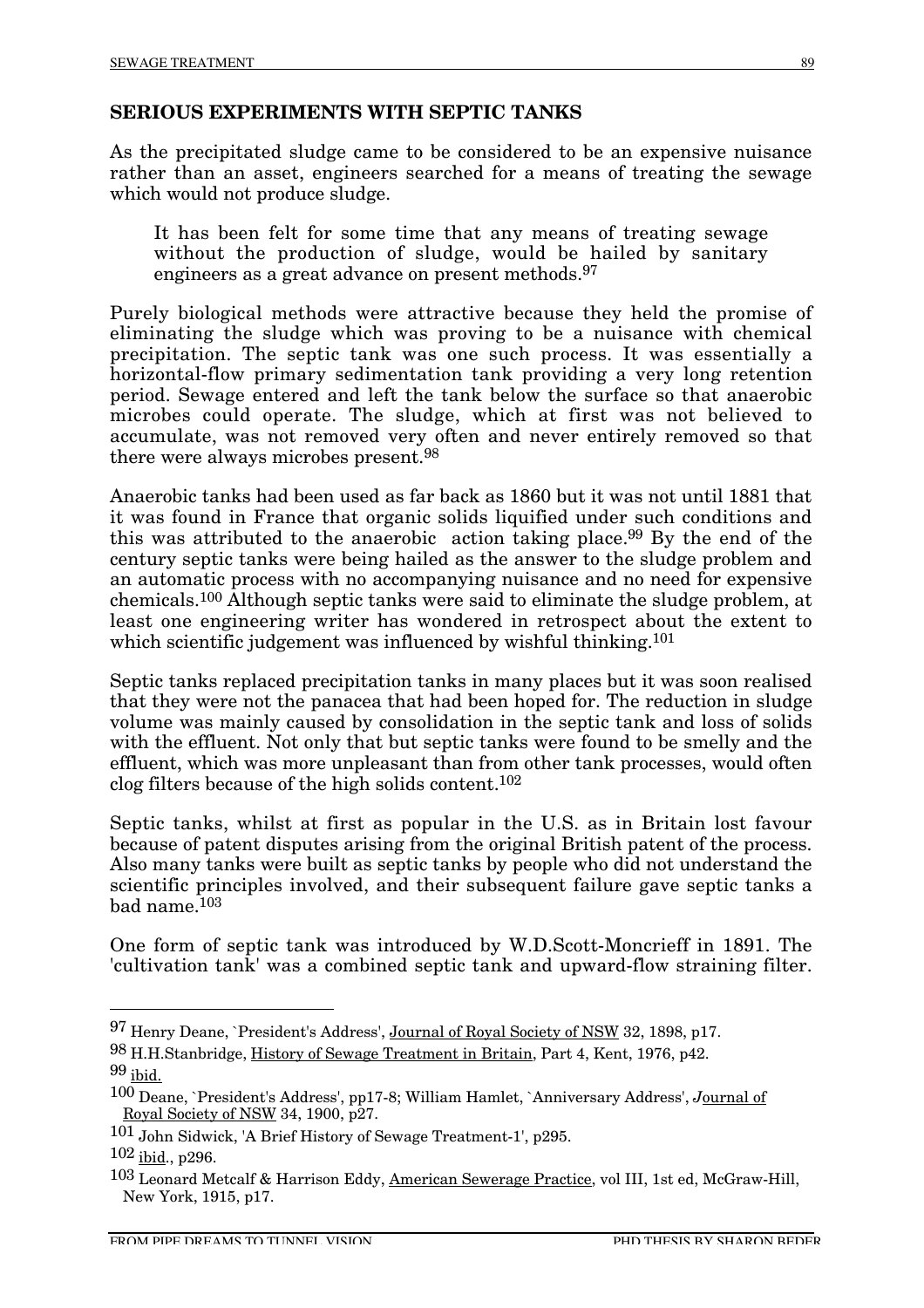## SERIOUS EXPERIMENTS WITH SEPTIC TANKS

As the precipitated sludge came to be considered to be an expensive nuisance rather than an asset, engineers searched for a means of treating the sewage which would not produce sludge.

> It has been felt for some time that any means of treating sewage without the production of sludge, would be hailed by sanitary engineers as a great advance on present methods.[97]

Purely biological methods were attractive because they held the promise of eliminating the sludge which was proving to be a nuisance with chemical precipitation. The septic tank was one such process. It was essentially a horizontal-flow primary sedimentation tank providing a very long retention period. Sewage entered and left the tank below the surface so that anaerobic microbes could operate. The sludge, which at first was not believed to accumulate, was not removed very often and never entirely removed so that there were always microbes present.[98]

Anaerobic tanks had been used as far back as 1860 but it was not until 1881 that it was found in France that organic solids liquified under such conditions and this was attributed to the anaerobic action taking place.[99] By the end of the century septic tanks were being hailed as the answer to the sludge problem and an automatic process with no accompanying nuisance and no need for expensive chemicals.[100] Although septic tanks were said to eliminate the sludge problem, at least one engineering writer has wondered in retrospect about the extent to which scientific judgement was influenced by wishful thinking.[101]

Septic tanks replaced precipitation tanks in many places but it was soon realised that they were not the panacea that had been hoped for. The reduction in sludge volume was mainly caused by consolidation in the septic tank and loss of solids with the effluent. Not only that but septic tanks were found to be smelly and the effluent, which was more unpleasant than from other tank processes, would often clog filters because of the high solids content.[102]

Septic tanks, whilst at first as popular in the U.S. as in Britain lost favour because of patent disputes arising from the original British patent of the process. Also many tanks were built as septic tanks by people who did not understand the scientific principles involved, and their subsequent failure gave septic tanks a bad name.[103]

One form of septic tank was introduced by W.D.Scott-Moncrieff in 1891. The 'cultivation tank' was a combined septic tank and upward-flow straining filter.

---

[97] Henry Deane, `President's Address', Journal of Royal Society of NSW 32, 1898, p17.

[98] H.H.Stanbridge, History of Sewage Treatment in Britain, Part 4, Kent, 1976, p42.

[99] ibid.

[100] Deane, `President's Address', pp17-8; William Hamlet, `Anniversary Address', Journal of Royal Society of NSW 34, 1900, p27.

[101] John Sidwick, 'A Brief History of Sewage Treatment-1', p295.

[102] ibid., p296.

[103] Leonard Metcalf & Harrison Eddy, American Sewerage Practice, vol III, 1st ed, McGraw-Hill, New York, 1915, p17.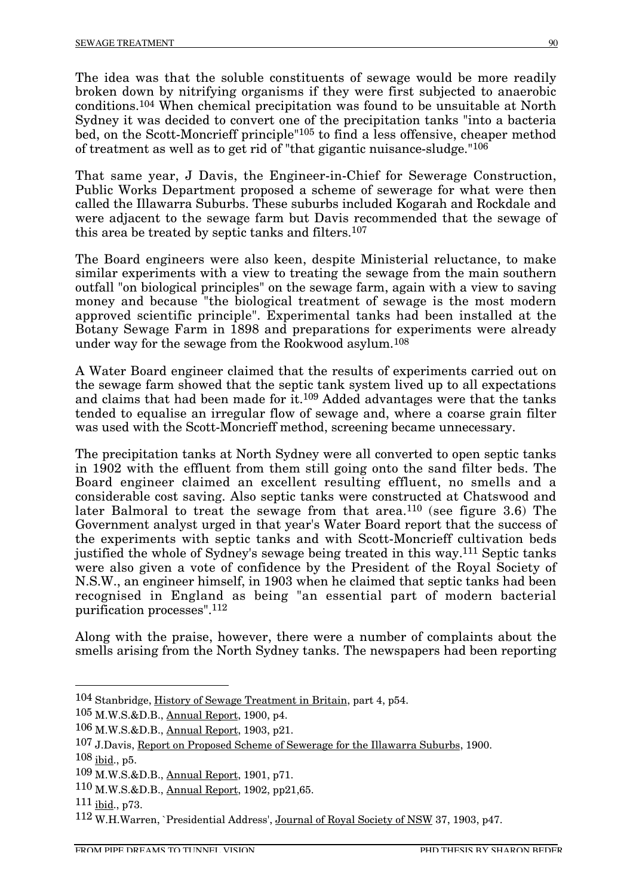The idea was that the soluble constituents of sewage would be more readily broken down by nitrifying organisms if they were first subjected to anaerobic conditions.[104] When chemical precipitation was found to be unsuitable at North Sydney it was decided to convert one of the precipitation tanks "into a bacteria bed, on the Scott-Moncrieff principle"[105] to find a less offensive, cheaper method of treatment as well as to get rid of "that gigantic nuisance-sludge."[106]

That same year, J Davis, the Engineer-in-Chief for Sewerage Construction, Public Works Department proposed a scheme of sewerage for what were then called the Illawarra Suburbs. These suburbs included Kogarah and Rockdale and were adjacent to the sewage farm but Davis recommended that the sewage of this area be treated by septic tanks and filters.[107]

The Board engineers were also keen, despite Ministerial reluctance, to make similar experiments with a view to treating the sewage from the main southern outfall "on biological principles" on the sewage farm, again with a view to saving money and because "the biological treatment of sewage is the most modern approved scientific principle". Experimental tanks had been installed at the Botany Sewage Farm in 1898 and preparations for experiments were already under way for the sewage from the Rookwood asylum.[108]

A Water Board engineer claimed that the results of experiments carried out on the sewage farm showed that the septic tank system lived up to all expectations and claims that had been made for it.[109] Added advantages were that the tanks tended to equalise an irregular flow of sewage and, where a coarse grain filter was used with the Scott-Moncrieff method, screening became unnecessary.

The precipitation tanks at North Sydney were all converted to open septic tanks in 1902 with the effluent from them still going onto the sand filter beds. The Board engineer claimed an excellent resulting effluent, no smells and a considerable cost saving. Also septic tanks were constructed at Chatswood and later Balmoral to treat the sewage from that area.[110] (see figure 3.6) The Government analyst urged in that year's Water Board report that the success of the experiments with septic tanks and with Scott-Moncrieff cultivation beds justified the whole of Sydney's sewage being treated in this way.[111] Septic tanks were also given a vote of confidence by the President of the Royal Society of N.S.W., an engineer himself, in 1903 when he claimed that septic tanks had been recognised in England as being "an essential part of modern bacterial purification processes".[112]

Along with the praise, however, there were a number of complaints about the smells arising from the North Sydney tanks. The newspapers had been reporting

---

[104] Stanbridge, History of Sewage Treatment in Britain, part 4, p54.

[105] M.W.S.&D.B., Annual Report, 1900, p4.

[106] M.W.S.&D.B., Annual Report, 1903, p21.

[107] J.Davis, Report on Proposed Scheme of Sewerage for the Illawarra Suburbs, 1900.

[108] ibid., p5.

[109] M.W.S.&D.B., Annual Report, 1901, p71.

[110] M.W.S.&D.B., Annual Report, 1902, pp21,65.

[111] ibid., p73.

[112] W.H.Warren, `Presidential Address', Journal of Royal Society of NSW 37, 1903, p47.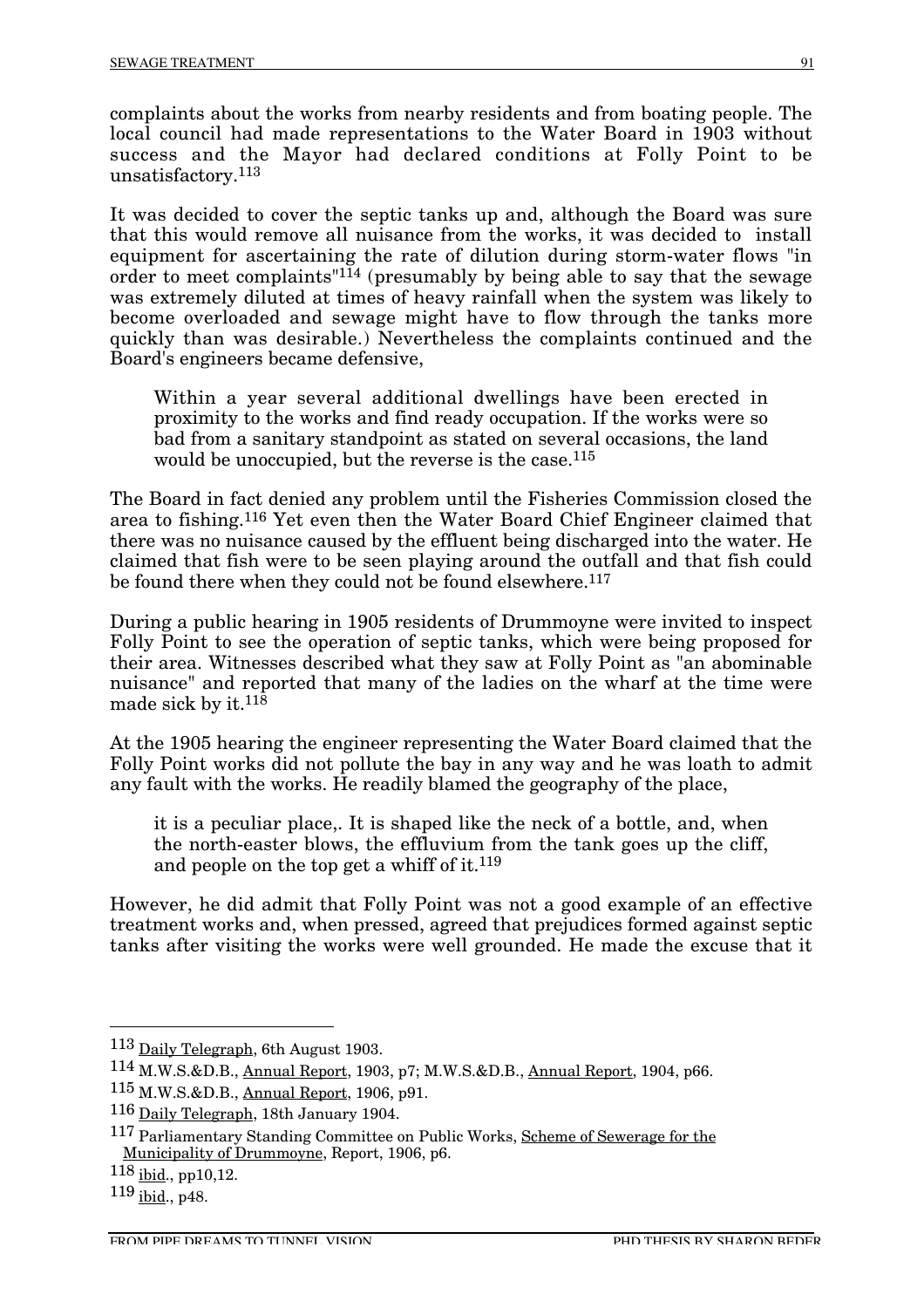complaints about the works from nearby residents and from boating people. The local council had made representations to the Water Board in 1903 without success and the Mayor had declared conditions at Folly Point to be unsatisfactory.[113]

It was decided to cover the septic tanks up and, although the Board was sure that this would remove all nuisance from the works, it was decided to install equipment for ascertaining the rate of dilution during storm-water flows "in order to meet complaints"[114] (presumably by being able to say that the sewage was extremely diluted at times of heavy rainfall when the system was likely to become overloaded and sewage might have to flow through the tanks more quickly than was desirable.) Nevertheless the complaints continued and the Board's engineers became defensive,

> Within a year several additional dwellings have been erected in proximity to the works and find ready occupation. If the works were so bad from a sanitary standpoint as stated on several occasions, the land would be unoccupied, but the reverse is the case.[115]

The Board in fact denied any problem until the Fisheries Commission closed the area to fishing.[116] Yet even then the Water Board Chief Engineer claimed that there was no nuisance caused by the effluent being discharged into the water. He claimed that fish were to be seen playing around the outfall and that fish could be found there when they could not be found elsewhere.[117]

During a public hearing in 1905 residents of Drummoyne were invited to inspect Folly Point to see the operation of septic tanks, which were being proposed for their area. Witnesses described what they saw at Folly Point as "an abominable nuisance" and reported that many of the ladies on the wharf at the time were made sick by it.[118]

At the 1905 hearing the engineer representing the Water Board claimed that the Folly Point works did not pollute the bay in any way and he was loath to admit any fault with the works. He readily blamed the geography of the place,

> it is a peculiar place,. It is shaped like the neck of a bottle, and, when the north-easter blows, the effluvium from the tank goes up the cliff, and people on the top get a whiff of it.[119]

However, he did admit that Folly Point was not a good example of an effective treatment works and, when pressed, agreed that prejudices formed against septic tanks after visiting the works were well grounded. He made the excuse that it

---

[113] Daily Telegraph, 6th August 1903.

[114] M.W.S.&D.B., Annual Report, 1903, p7; M.W.S.&D.B., Annual Report, 1904, p66.

[115] M.W.S.&D.B., Annual Report, 1906, p91.

[116] Daily Telegraph, 18th January 1904.

[117] Parliamentary Standing Committee on Public Works, Scheme of Sewerage for the Municipality of Drummoyne, Report, 1906, p6.

[118] ibid., pp10,12.

[119] ibid., p48.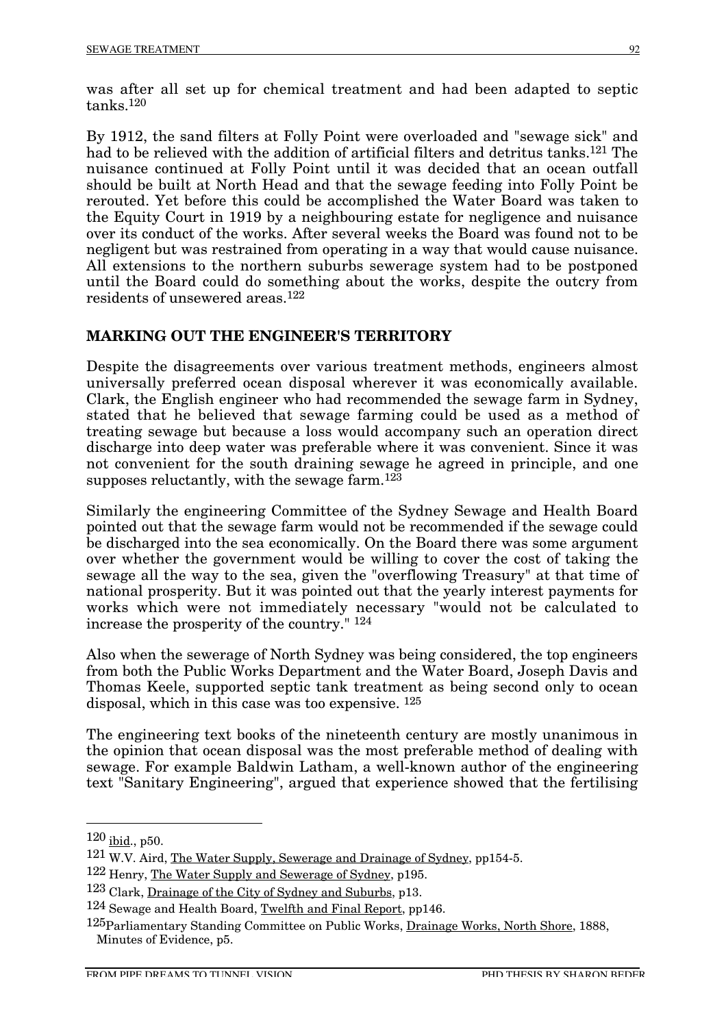was after all set up for chemical treatment and had been adapted to septic tanks.[120]

By 1912, the sand filters at Folly Point were overloaded and "sewage sick" and had to be relieved with the addition of artificial filters and detritus tanks.[121] The nuisance continued at Folly Point until it was decided that an ocean outfall should be built at North Head and that the sewage feeding into Folly Point be rerouted. Yet before this could be accomplished the Water Board was taken to the Equity Court in 1919 by a neighbouring estate for negligence and nuisance over its conduct of the works. After several weeks the Board was found not to be negligent but was restrained from operating in a way that would cause nuisance. All extensions to the northern suburbs sewerage system had to be postponed until the Board could do something about the works, despite the outcry from residents of unsewered areas.[122]

## MARKING OUT THE ENGINEER'S TERRITORY

Despite the disagreements over various treatment methods, engineers almost universally preferred ocean disposal wherever it was economically available. Clark, the English engineer who had recommended the sewage farm in Sydney, stated that he believed that sewage farming could be used as a method of treating sewage but because a loss would accompany such an operation direct discharge into deep water was preferable where it was convenient. Since it was not convenient for the south draining sewage he agreed in principle, and one supposes reluctantly, with the sewage farm.[123]

Similarly the engineering Committee of the Sydney Sewage and Health Board pointed out that the sewage farm would not be recommended if the sewage could be discharged into the sea economically. On the Board there was some argument over whether the government would be willing to cover the cost of taking the sewage all the way to the sea, given the "overflowing Treasury" at that time of national prosperity. But it was pointed out that the yearly interest payments for works which were not immediately necessary "would not be calculated to increase the prosperity of the country." [124]

Also when the sewerage of North Sydney was being considered, the top engineers from both the Public Works Department and the Water Board, Joseph Davis and Thomas Keele, supported septic tank treatment as being second only to ocean disposal, which in this case was too expensive. [125]

The engineering text books of the nineteenth century are mostly unanimous in the opinion that ocean disposal was the most preferable method of dealing with sewage. For example Baldwin Latham, a well-known author of the engineering text "Sanitary Engineering", argued that experience showed that the fertilising

---

120 ibid., p50.

121 W.V. Aird, The Water Supply, Sewerage and Drainage of Sydney, pp154-5.

122 Henry, The Water Supply and Sewerage of Sydney, p195.

123 Clark, Drainage of the City of Sydney and Suburbs, p13.

124 Sewage and Health Board, Twelfth and Final Report, pp146.

125 Parliamentary Standing Committee on Public Works, Drainage Works, North Shore, 1888, Minutes of Evidence, p5.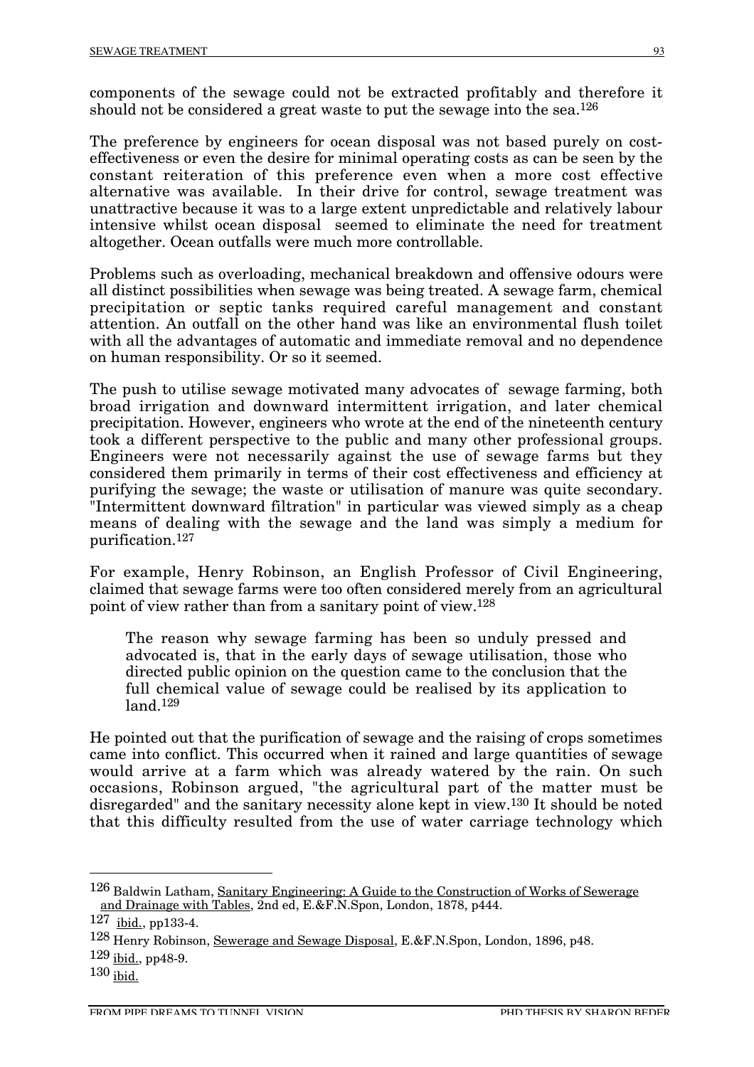components of the sewage could not be extracted profitably and therefore it should not be considered a great waste to put the sewage into the sea.[126]

The preference by engineers for ocean disposal was not based purely on cost-effectiveness or even the desire for minimal operating costs as can be seen by the constant reiteration of this preference even when a more cost effective alternative was available. In their drive for control, sewage treatment was unattractive because it was to a large extent unpredictable and relatively labour intensive whilst ocean disposal seemed to eliminate the need for treatment altogether. Ocean outfalls were much more controllable.

Problems such as overloading, mechanical breakdown and offensive odours were all distinct possibilities when sewage was being treated. A sewage farm, chemical precipitation or septic tanks required careful management and constant attention. An outfall on the other hand was like an environmental flush toilet with all the advantages of automatic and immediate removal and no dependence on human responsibility. Or so it seemed.

The push to utilise sewage motivated many advocates of sewage farming, both broad irrigation and downward intermittent irrigation, and later chemical precipitation. However, engineers who wrote at the end of the nineteenth century took a different perspective to the public and many other professional groups. Engineers were not necessarily against the use of sewage farms but they considered them primarily in terms of their cost effectiveness and efficiency at purifying the sewage; the waste or utilisation of manure was quite secondary. "Intermittent downward filtration" in particular was viewed simply as a cheap means of dealing with the sewage and the land was simply a medium for purification.[127]

For example, Henry Robinson, an English Professor of Civil Engineering, claimed that sewage farms were too often considered merely from an agricultural point of view rather than from a sanitary point of view.[128]

> The reason why sewage farming has been so unduly pressed and advocated is, that in the early days of sewage utilisation, those who directed public opinion on the question came to the conclusion that the full chemical value of sewage could be realised by its application to land.[129]

He pointed out that the purification of sewage and the raising of crops sometimes came into conflict. This occurred when it rained and large quantities of sewage would arrive at a farm which was already watered by the rain. On such occasions, Robinson argued, "the agricultural part of the matter must be disregarded" and the sanitary necessity alone kept in view.[130] It should be noted that this difficulty resulted from the use of water carriage technology which

---

[126] Baldwin Latham, Sanitary Engineering: A Guide to the Construction of Works of Sewerage and Drainage with Tables, 2nd ed, E.&F.N.Spon, London, 1878, p444.

[127] ibid., pp133-4.

[128] Henry Robinson, Sewerage and Sewage Disposal, E.&F.N.Spon, London, 1896, p48.

[129] ibid., pp48-9.

[130] ibid.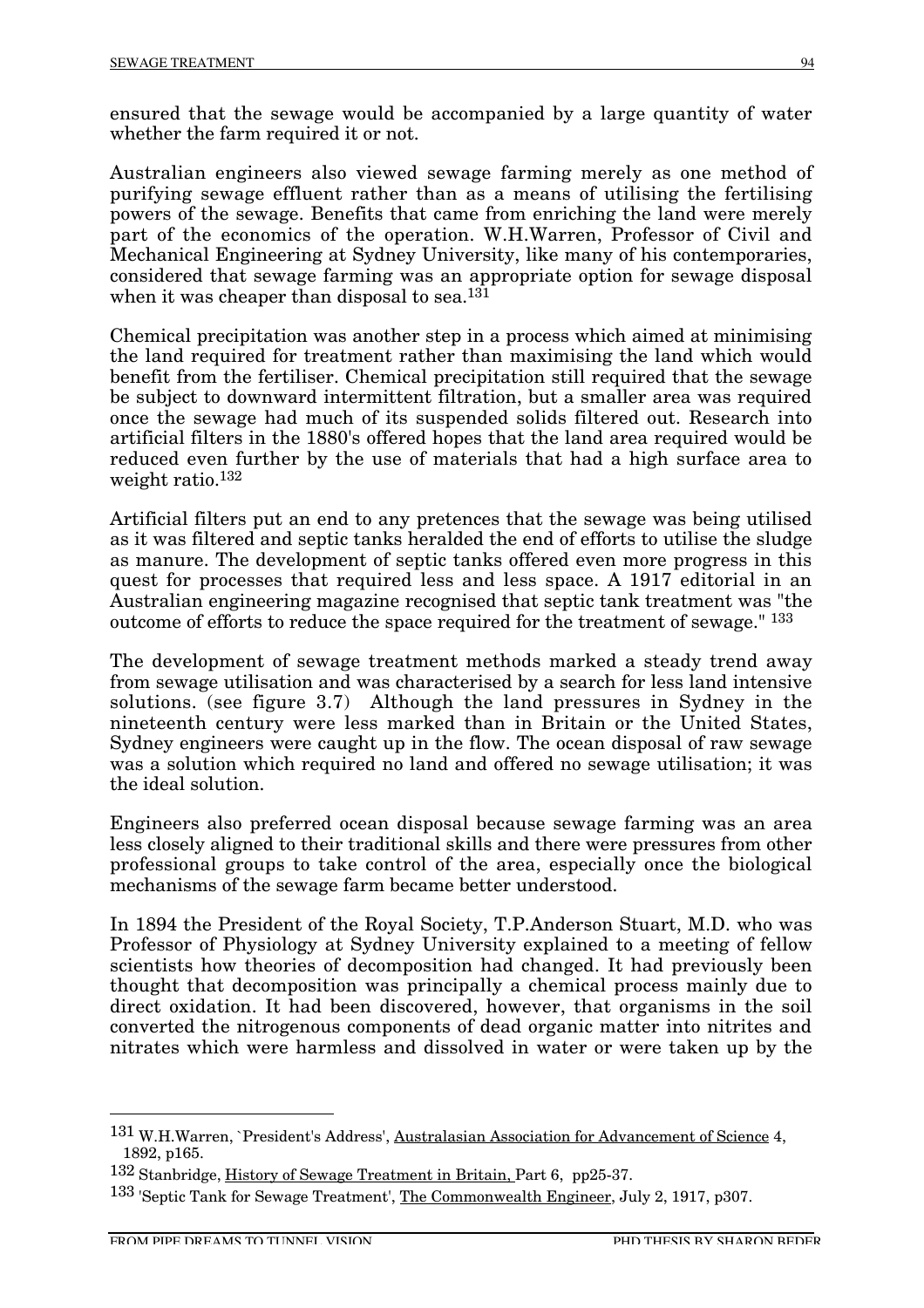ensured that the sewage would be accompanied by a large quantity of water whether the farm required it or not.

Australian engineers also viewed sewage farming merely as one method of purifying sewage effluent rather than as a means of utilising the fertilising powers of the sewage. Benefits that came from enriching the land were merely part of the economics of the operation. W.H.Warren, Professor of Civil and Mechanical Engineering at Sydney University, like many of his contemporaries, considered that sewage farming was an appropriate option for sewage disposal when it was cheaper than disposal to sea.[131]

Chemical precipitation was another step in a process which aimed at minimising the land required for treatment rather than maximising the land which would benefit from the fertiliser. Chemical precipitation still required that the sewage be subject to downward intermittent filtration, but a smaller area was required once the sewage had much of its suspended solids filtered out. Research into artificial filters in the 1880's offered hopes that the land area required would be reduced even further by the use of materials that had a high surface area to weight ratio.[132]

Artificial filters put an end to any pretences that the sewage was being utilised as it was filtered and septic tanks heralded the end of efforts to utilise the sludge as manure. The development of septic tanks offered even more progress in this quest for processes that required less and less space. A 1917 editorial in an Australian engineering magazine recognised that septic tank treatment was "the outcome of efforts to reduce the space required for the treatment of sewage." [133]

The development of sewage treatment methods marked a steady trend away from sewage utilisation and was characterised by a search for less land intensive solutions. (see figure 3.7) Although the land pressures in Sydney in the nineteenth century were less marked than in Britain or the United States, Sydney engineers were caught up in the flow. The ocean disposal of raw sewage was a solution which required no land and offered no sewage utilisation; it was the ideal solution.

Engineers also preferred ocean disposal because sewage farming was an area less closely aligned to their traditional skills and there were pressures from other professional groups to take control of the area, especially once the biological mechanisms of the sewage farm became better understood.

In 1894 the President of the Royal Society, T.P.Anderson Stuart, M.D. who was Professor of Physiology at Sydney University explained to a meeting of fellow scientists how theories of decomposition had changed. It had previously been thought that decomposition was principally a chemical process mainly due to direct oxidation. It had been discovered, however, that organisms in the soil converted the nitrogenous components of dead organic matter into nitrites and nitrates which were harmless and dissolved in water or were taken up by the

---

[131] W.H.Warren, `President's Address', Australasian Association for Advancement of Science 4, 1892, p165.

[132] Stanbridge, History of Sewage Treatment in Britain, Part 6, pp25-37.

[133] 'Septic Tank for Sewage Treatment', The Commonwealth Engineer, July 2, 1917, p307.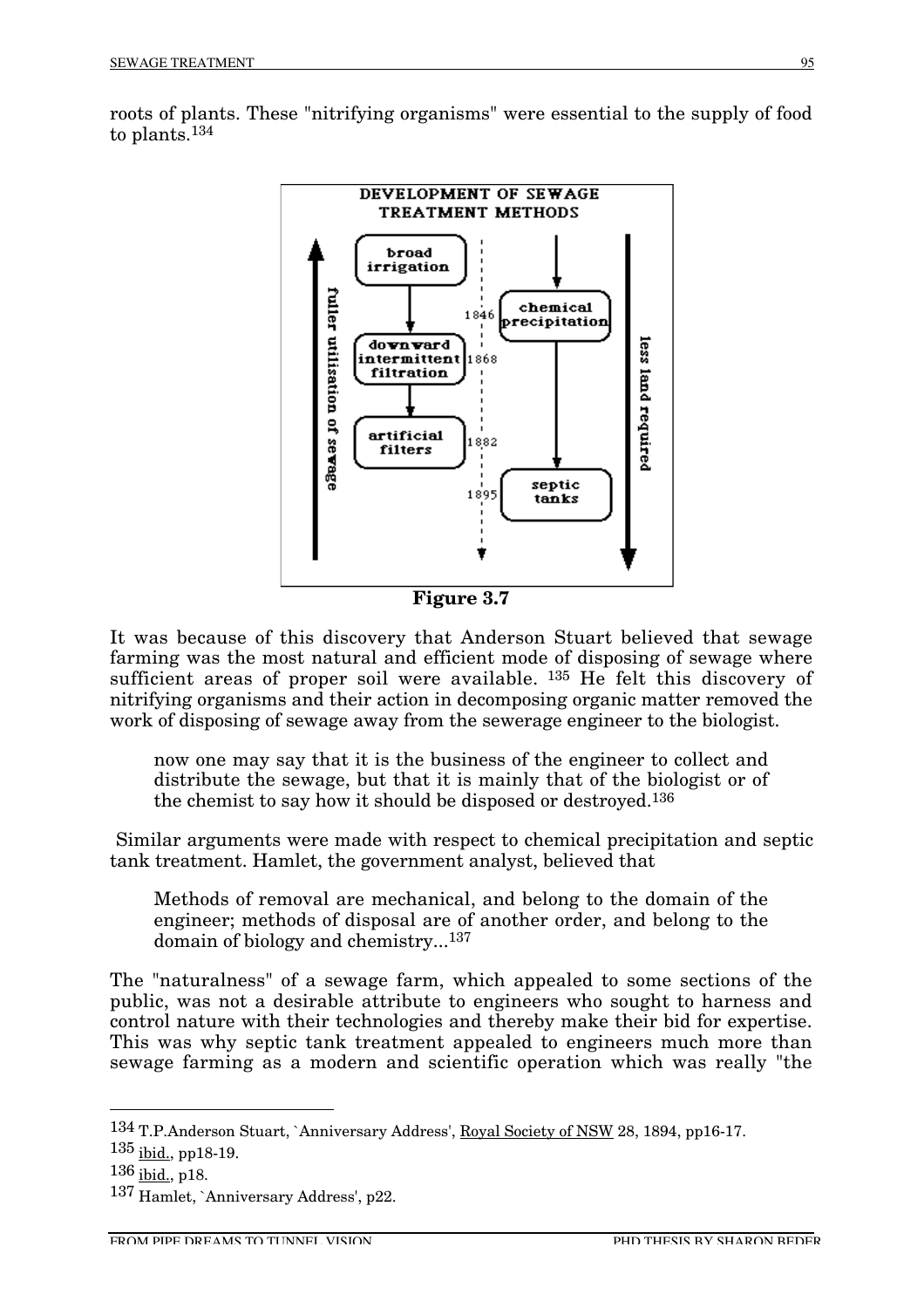roots of plants. These "nitrifying organisms" were essential to the supply of food to plants.[134]

DEVELOPMENT OF SEWAGE TREATMENT METHODS

broad irrigation

downward intermittent filtration

artificial filters

chemical precipitation

septic tanks

1846

1868

1882

1895

fuller utilisation of sewage

less land required

**Figure 3.7**

It was because of this discovery that Anderson Stuart believed that sewage farming was the most natural and efficient mode of disposing of sewage where sufficient areas of proper soil were available. [135] He felt this discovery of nitrifying organisms and their action in decomposing organic matter removed the work of disposing of sewage away from the sewerage engineer to the biologist.

> now one may say that it is the business of the engineer to collect and distribute the sewage, but that it is mainly that of the biologist or of the chemist to say how it should be disposed or destroyed.[136]

Similar arguments were made with respect to chemical precipitation and septic tank treatment. Hamlet, the government analyst, believed that

> Methods of removal are mechanical, and belong to the domain of the engineer; methods of disposal are of another order, and belong to the domain of biology and chemistry...[137]

The "naturalness" of a sewage farm, which appealed to some sections of the public, was not a desirable attribute to engineers who sought to harness and control nature with their technologies and thereby make their bid for expertise. This was why septic tank treatment appealed to engineers much more than sewage farming as a modern and scientific operation which was really "the

---

[134] T.P.Anderson Stuart, `Anniversary Address', Royal Society of NSW 28, 1894, pp16-17.

[135] ibid., pp18-19.

[136] ibid., p18.

[137] Hamlet, `Anniversary Address', p22.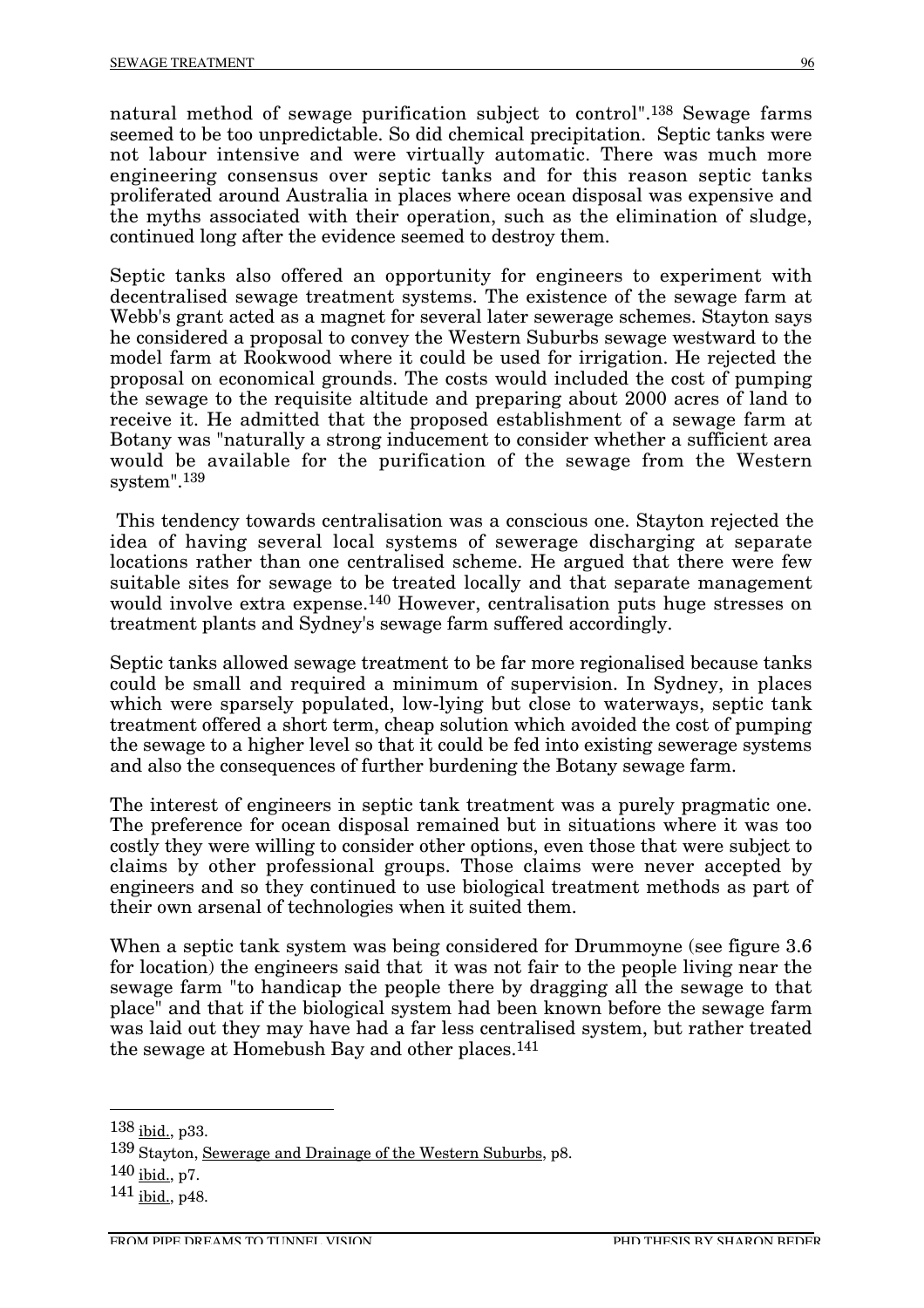natural method of sewage purification subject to control".[138] Sewage farms seemed to be too unpredictable. So did chemical precipitation. Septic tanks were not labour intensive and were virtually automatic. There was much more engineering consensus over septic tanks and for this reason septic tanks proliferated around Australia in places where ocean disposal was expensive and the myths associated with their operation, such as the elimination of sludge, continued long after the evidence seemed to destroy them.

Septic tanks also offered an opportunity for engineers to experiment with decentralised sewage treatment systems. The existence of the sewage farm at Webb's grant acted as a magnet for several later sewerage schemes. Stayton says he considered a proposal to convey the Western Suburbs sewage westward to the model farm at Rookwood where it could be used for irrigation. He rejected the proposal on economical grounds. The costs would included the cost of pumping the sewage to the requisite altitude and preparing about 2000 acres of land to receive it. He admitted that the proposed establishment of a sewage farm at Botany was "naturally a strong inducement to consider whether a sufficient area would be available for the purification of the sewage from the Western system".[139]

This tendency towards centralisation was a conscious one. Stayton rejected the idea of having several local systems of sewerage discharging at separate locations rather than one centralised scheme. He argued that there were few suitable sites for sewage to be treated locally and that separate management would involve extra expense.[140] However, centralisation puts huge stresses on treatment plants and Sydney's sewage farm suffered accordingly.

Septic tanks allowed sewage treatment to be far more regionalised because tanks could be small and required a minimum of supervision. In Sydney, in places which were sparsely populated, low-lying but close to waterways, septic tank treatment offered a short term, cheap solution which avoided the cost of pumping the sewage to a higher level so that it could be fed into existing sewerage systems and also the consequences of further burdening the Botany sewage farm.

The interest of engineers in septic tank treatment was a purely pragmatic one. The preference for ocean disposal remained but in situations where it was too costly they were willing to consider other options, even those that were subject to claims by other professional groups. Those claims were never accepted by engineers and so they continued to use biological treatment methods as part of their own arsenal of technologies when it suited them.

When a septic tank system was being considered for Drummoyne (see figure 3.6 for location) the engineers said that it was not fair to the people living near the sewage farm "to handicap the people there by dragging all the sewage to that place" and that if the biological system had been known before the sewage farm was laid out they may have had a far less centralised system, but rather treated the sewage at Homebush Bay and other places.[141]

---

[138] ibid., p33.

[139] Stayton, Sewerage and Drainage of the Western Suburbs, p8.

[140] ibid., p7.

[141] ibid., p48.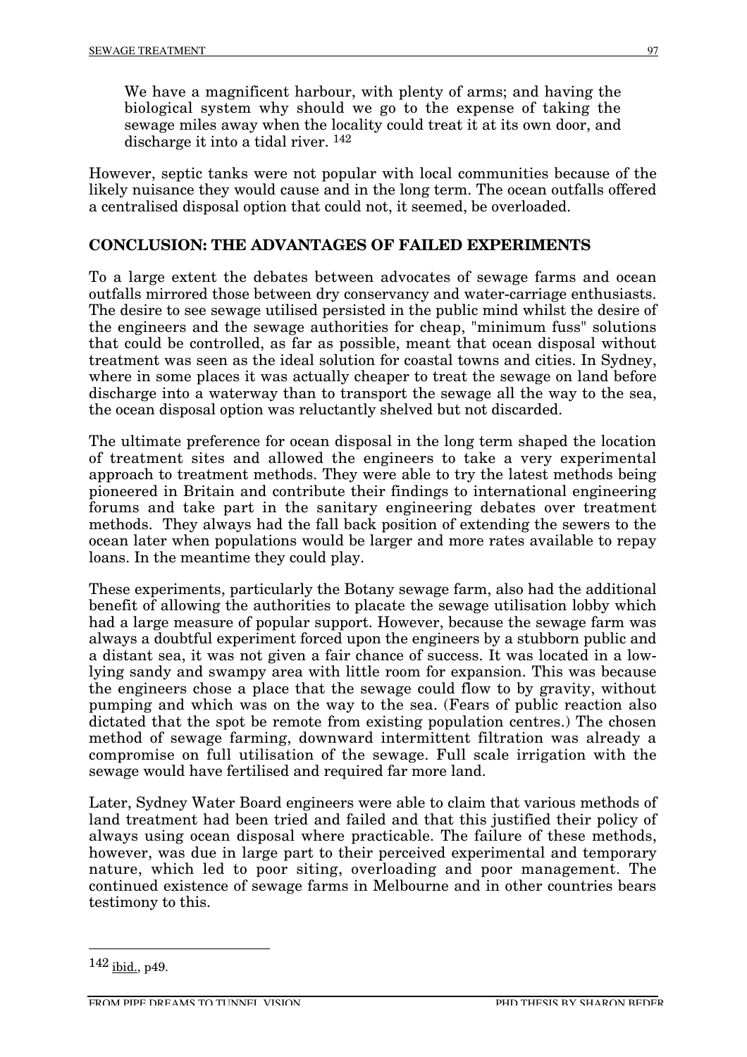> We have a magnificent harbour, with plenty of arms; and having the biological system why should we go to the expense of taking the sewage miles away when the locality could treat it at its own door, and discharge it into a tidal river. [142]

However, septic tanks were not popular with local communities because of the likely nuisance they would cause and in the long term. The ocean outfalls offered a centralised disposal option that could not, it seemed, be overloaded.

## CONCLUSION: THE ADVANTAGES OF FAILED EXPERIMENTS

To a large extent the debates between advocates of sewage farms and ocean outfalls mirrored those between dry conservancy and water-carriage enthusiasts. The desire to see sewage utilised persisted in the public mind whilst the desire of the engineers and the sewage authorities for cheap, "minimum fuss" solutions that could be controlled, as far as possible, meant that ocean disposal without treatment was seen as the ideal solution for coastal towns and cities. In Sydney, where in some places it was actually cheaper to treat the sewage on land before discharge into a waterway than to transport the sewage all the way to the sea, the ocean disposal option was reluctantly shelved but not discarded.

The ultimate preference for ocean disposal in the long term shaped the location of treatment sites and allowed the engineers to take a very experimental approach to treatment methods. They were able to try the latest methods being pioneered in Britain and contribute their findings to international engineering forums and take part in the sanitary engineering debates over treatment methods. They always had the fall back position of extending the sewers to the ocean later when populations would be larger and more rates available to repay loans. In the meantime they could play.

These experiments, particularly the Botany sewage farm, also had the additional benefit of allowing the authorities to placate the sewage utilisation lobby which had a large measure of popular support. However, because the sewage farm was always a doubtful experiment forced upon the engineers by a stubborn public and a distant sea, it was not given a fair chance of success. It was located in a low-lying sandy and swampy area with little room for expansion. This was because the engineers chose a place that the sewage could flow to by gravity, without pumping and which was on the way to the sea. (Fears of public reaction also dictated that the spot be remote from existing population centres.) The chosen method of sewage farming, downward intermittent filtration was already a compromise on full utilisation of the sewage. Full scale irrigation with the sewage would have fertilised and required far more land.

Later, Sydney Water Board engineers were able to claim that various methods of land treatment had been tried and failed and that this justified their policy of always using ocean disposal where practicable. The failure of these methods, however, was due in large part to their perceived experimental and temporary nature, which led to poor siting, overloading and poor management. The continued existence of sewage farms in Melbourne and in other countries bears testimony to this.

---

[142] ibid., p49.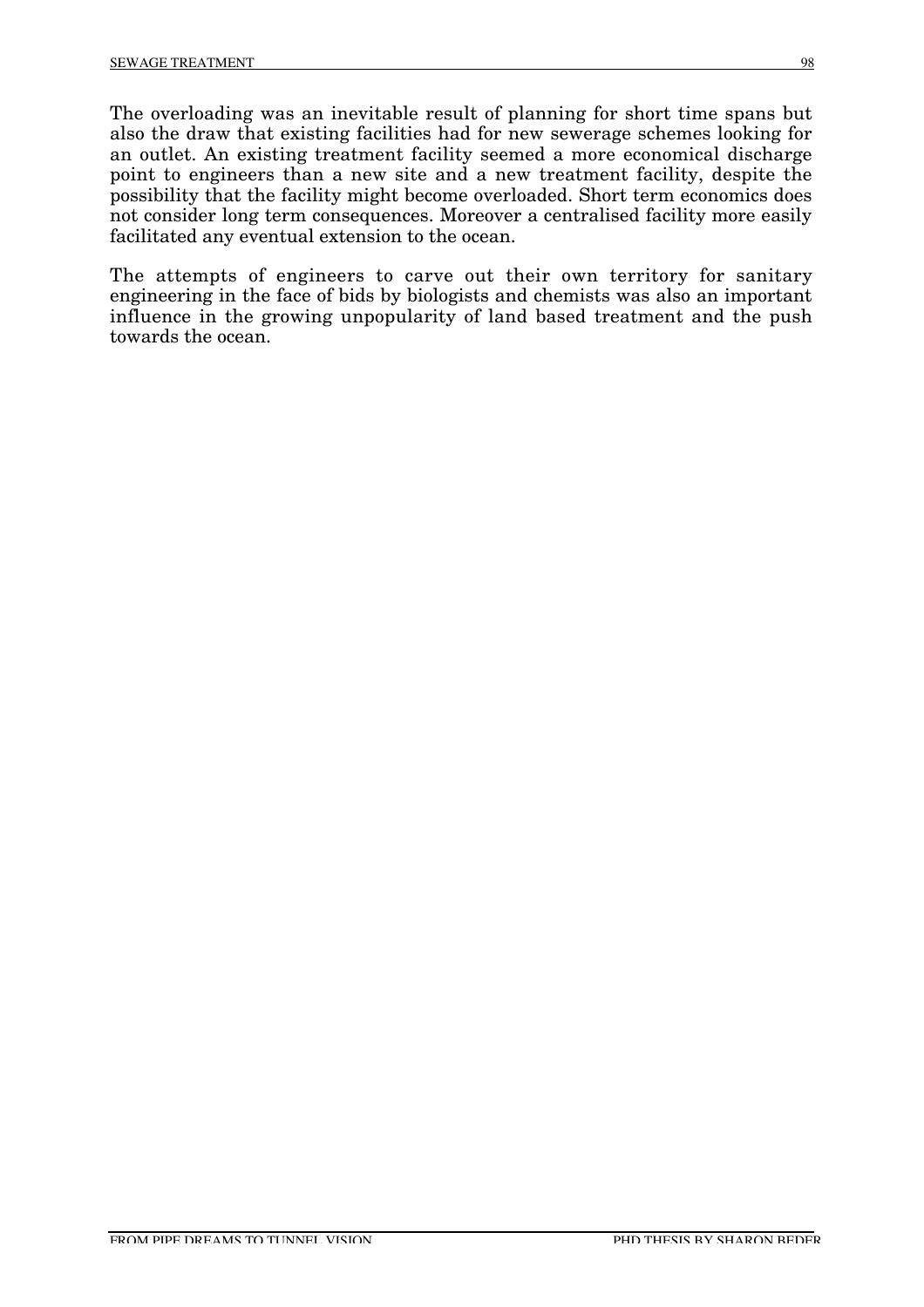The overloading was an inevitable result of planning for short time spans but also the draw that existing facilities had for new sewerage schemes looking for an outlet. An existing treatment facility seemed a more economical discharge point to engineers than a new site and a new treatment facility, despite the possibility that the facility might become overloaded. Short term economics does not consider long term consequences. Moreover a centralised facility more easily facilitated any eventual extension to the ocean.

The attempts of engineers to carve out their own territory for sanitary engineering in the face of bids by biologists and chemists was also an important influence in the growing unpopularity of land based treatment and the push towards the ocean.